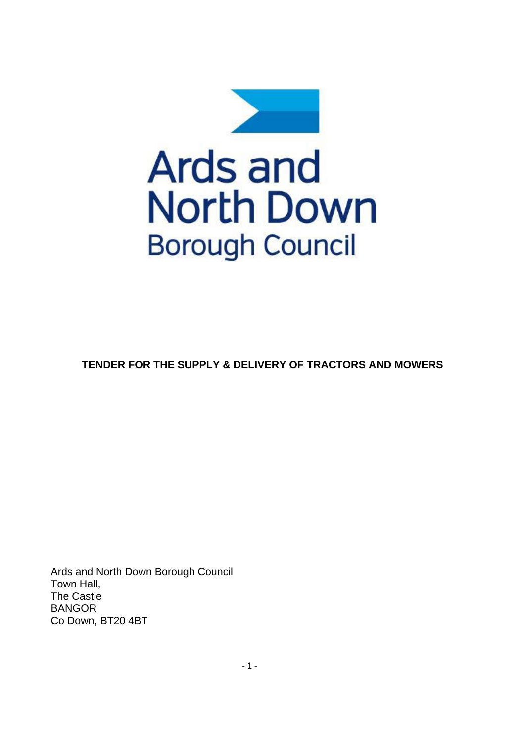Ards and North Down Borough Council

# TENDER FOR THE SUPPLY & DELIVERY OF TRACTORS AND MOWERS

Ards and North Down Borough Council
Town Hall,
The Castle
BANGOR
Co Down, BT20 4BT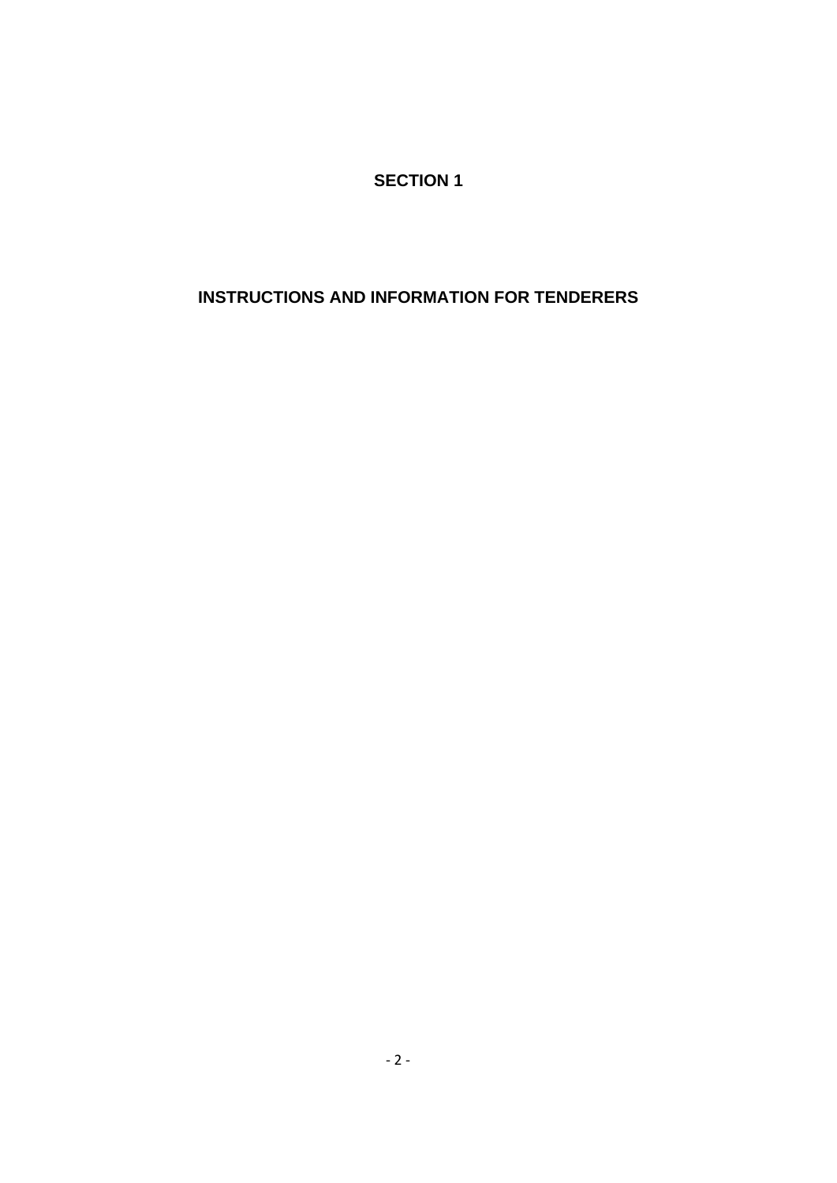# SECTION 1

## INSTRUCTIONS AND INFORMATION FOR TENDERERS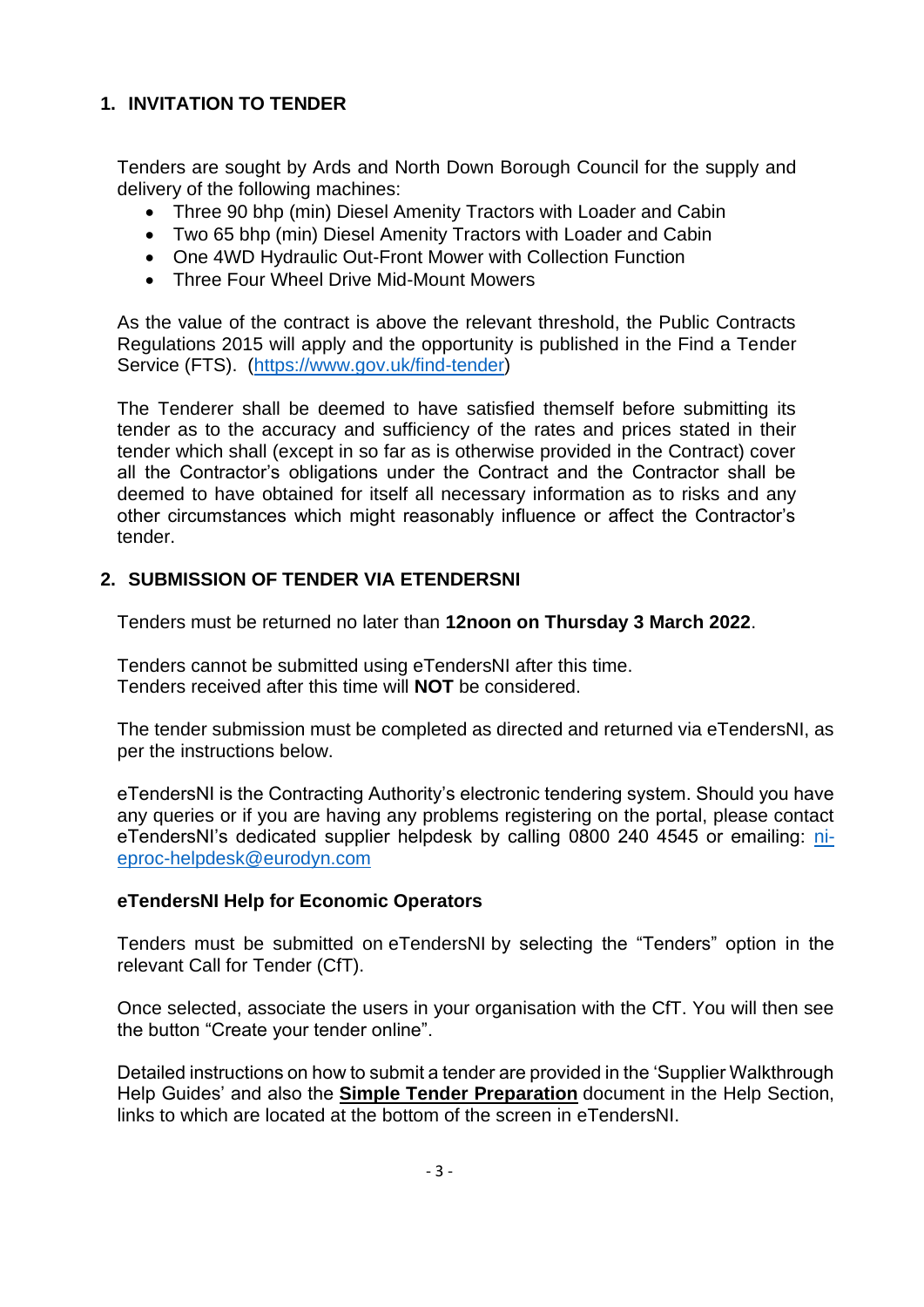## 1. INVITATION TO TENDER

Tenders are sought by Ards and North Down Borough Council for the supply and delivery of the following machines:

- Three 90 bhp (min) Diesel Amenity Tractors with Loader and Cabin
- Two 65 bhp (min) Diesel Amenity Tractors with Loader and Cabin
- One 4WD Hydraulic Out-Front Mower with Collection Function
- Three Four Wheel Drive Mid-Mount Mowers

As the value of the contract is above the relevant threshold, the Public Contracts Regulations 2015 will apply and the opportunity is published in the Find a Tender Service (FTS). (https://www.gov.uk/find-tender)

The Tenderer shall be deemed to have satisfied themself before submitting its tender as to the accuracy and sufficiency of the rates and prices stated in their tender which shall (except in so far as is otherwise provided in the Contract) cover all the Contractor's obligations under the Contract and the Contractor shall be deemed to have obtained for itself all necessary information as to risks and any other circumstances which might reasonably influence or affect the Contractor's tender.

## 2. SUBMISSION OF TENDER VIA ETENDERSNI

Tenders must be returned no later than **12noon on Thursday 3 March 2022**.

Tenders cannot be submitted using eTendersNI after this time.
Tenders received after this time will **NOT** be considered.

The tender submission must be completed as directed and returned via eTendersNI, as per the instructions below.

eTendersNI is the Contracting Authority's electronic tendering system. Should you have any queries or if you are having any problems registering on the portal, please contact eTendersNI's dedicated supplier helpdesk by calling 0800 240 4545 or emailing: ni-eproc-helpdesk@eurodyn.com

**eTendersNI Help for Economic Operators**

Tenders must be submitted on eTendersNI by selecting the "Tenders" option in the relevant Call for Tender (CfT).

Once selected, associate the users in your organisation with the CfT. You will then see the button "Create your tender online".

Detailed instructions on how to submit a tender are provided in the 'Supplier Walkthrough Help Guides' and also the **Simple Tender Preparation** document in the Help Section, links to which are located at the bottom of the screen in eTendersNI.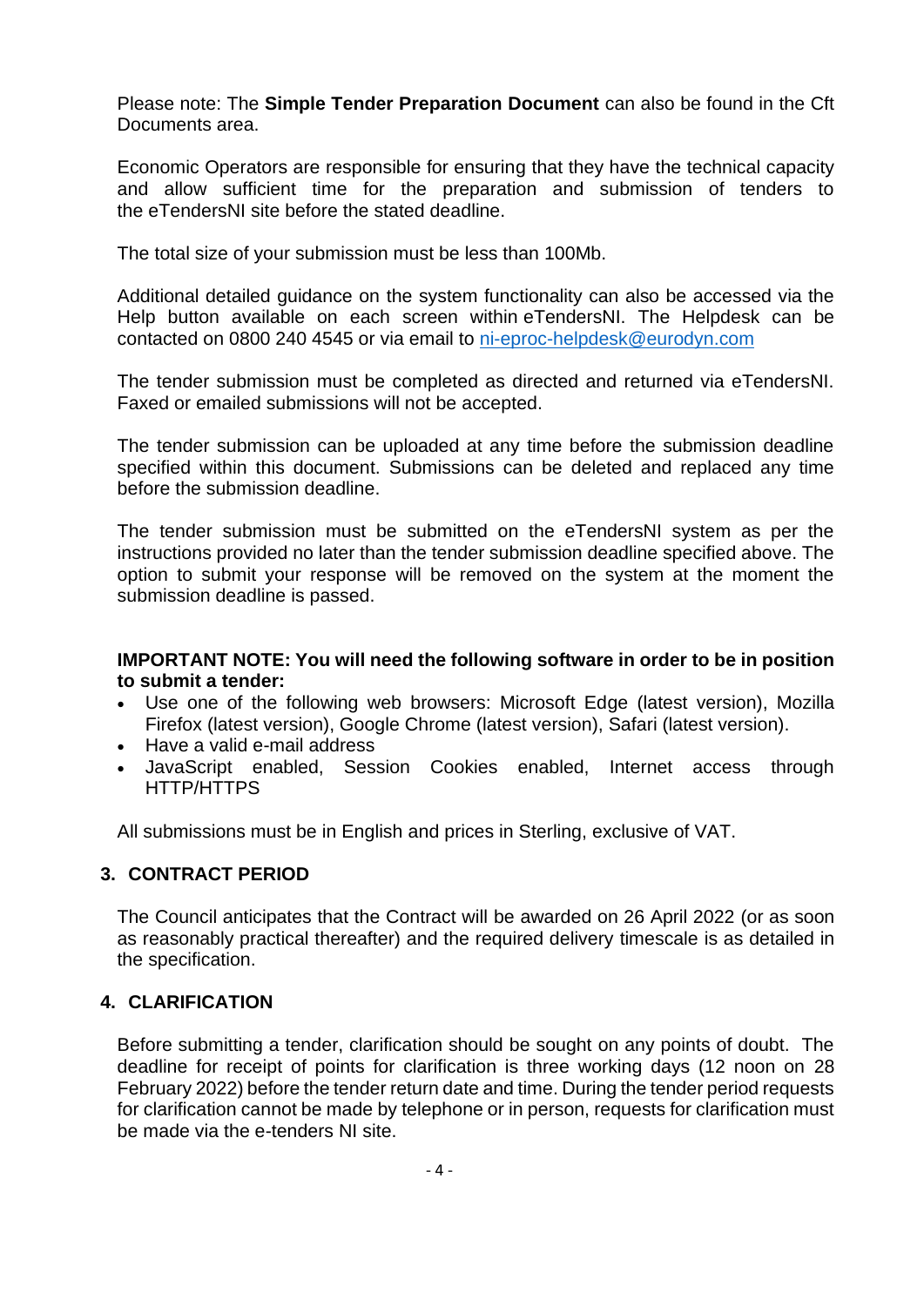Please note: The **Simple Tender Preparation Document** can also be found in the Cft Documents area.

Economic Operators are responsible for ensuring that they have the technical capacity and allow sufficient time for the preparation and submission of tenders to the eTendersNI site before the stated deadline.

The total size of your submission must be less than 100Mb.

Additional detailed guidance on the system functionality can also be accessed via the Help button available on each screen within eTendersNI. The Helpdesk can be contacted on 0800 240 4545 or via email to ni-eproc-helpdesk@eurodyn.com

The tender submission must be completed as directed and returned via eTendersNI. Faxed or emailed submissions will not be accepted.

The tender submission can be uploaded at any time before the submission deadline specified within this document. Submissions can be deleted and replaced any time before the submission deadline.

The tender submission must be submitted on the eTendersNI system as per the instructions provided no later than the tender submission deadline specified above. The option to submit your response will be removed on the system at the moment the submission deadline is passed.

**IMPORTANT NOTE: You will need the following software in order to be in position to submit a tender:**

- Use one of the following web browsers: Microsoft Edge (latest version), Mozilla Firefox (latest version), Google Chrome (latest version), Safari (latest version).
- Have a valid e-mail address
- JavaScript enabled, Session Cookies enabled, Internet access through HTTP/HTTPS

All submissions must be in English and prices in Sterling, exclusive of VAT.

## 3. CONTRACT PERIOD

The Council anticipates that the Contract will be awarded on 26 April 2022 (or as soon as reasonably practical thereafter) and the required delivery timescale is as detailed in the specification.

## 4. CLARIFICATION

Before submitting a tender, clarification should be sought on any points of doubt. The deadline for receipt of points for clarification is three working days (12 noon on 28 February 2022) before the tender return date and time. During the tender period requests for clarification cannot be made by telephone or in person, requests for clarification must be made via the e-tenders NI site.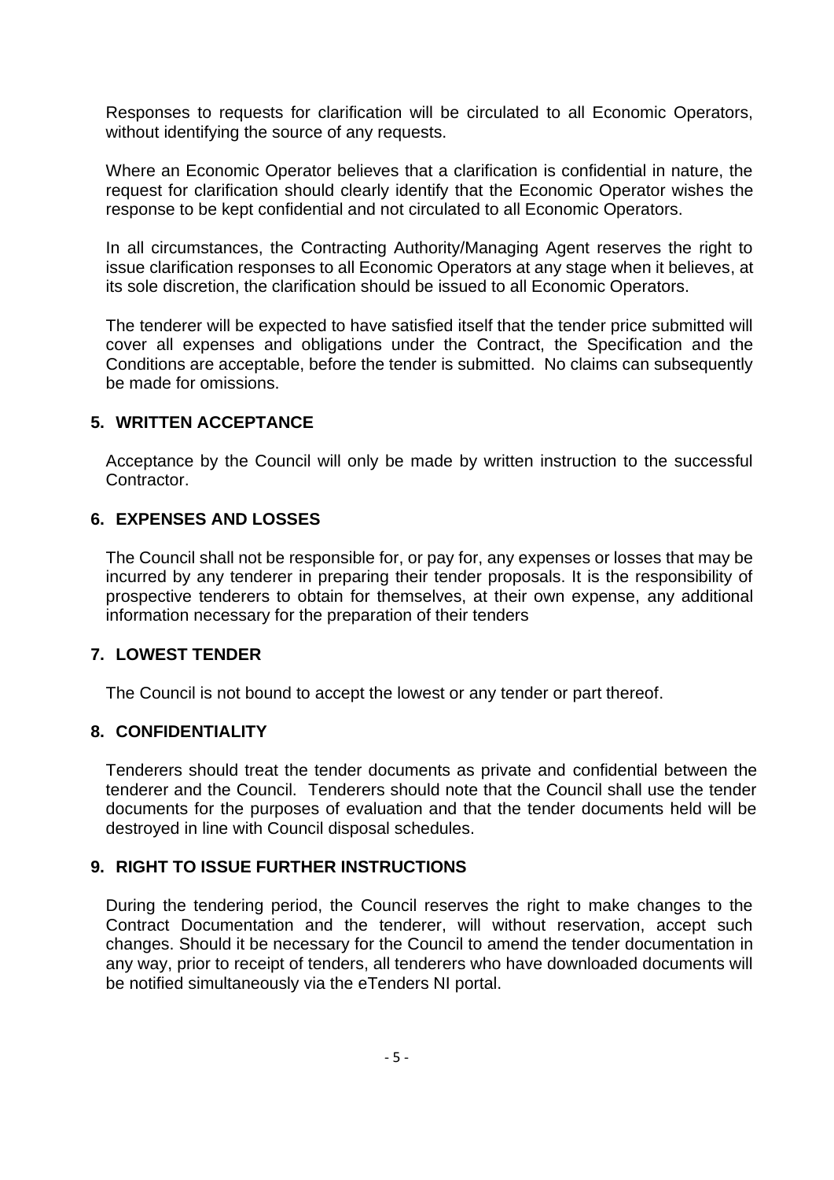Responses to requests for clarification will be circulated to all Economic Operators, without identifying the source of any requests.

Where an Economic Operator believes that a clarification is confidential in nature, the request for clarification should clearly identify that the Economic Operator wishes the response to be kept confidential and not circulated to all Economic Operators.

In all circumstances, the Contracting Authority/Managing Agent reserves the right to issue clarification responses to all Economic Operators at any stage when it believes, at its sole discretion, the clarification should be issued to all Economic Operators.

The tenderer will be expected to have satisfied itself that the tender price submitted will cover all expenses and obligations under the Contract, the Specification and the Conditions are acceptable, before the tender is submitted. No claims can subsequently be made for omissions.

## 5. WRITTEN ACCEPTANCE

Acceptance by the Council will only be made by written instruction to the successful Contractor.

## 6. EXPENSES AND LOSSES

The Council shall not be responsible for, or pay for, any expenses or losses that may be incurred by any tenderer in preparing their tender proposals. It is the responsibility of prospective tenderers to obtain for themselves, at their own expense, any additional information necessary for the preparation of their tenders

## 7. LOWEST TENDER

The Council is not bound to accept the lowest or any tender or part thereof.

## 8. CONFIDENTIALITY

Tenderers should treat the tender documents as private and confidential between the tenderer and the Council. Tenderers should note that the Council shall use the tender documents for the purposes of evaluation and that the tender documents held will be destroyed in line with Council disposal schedules.

## 9. RIGHT TO ISSUE FURTHER INSTRUCTIONS

During the tendering period, the Council reserves the right to make changes to the Contract Documentation and the tenderer, will without reservation, accept such changes. Should it be necessary for the Council to amend the tender documentation in any way, prior to receipt of tenders, all tenderers who have downloaded documents will be notified simultaneously via the eTenders NI portal.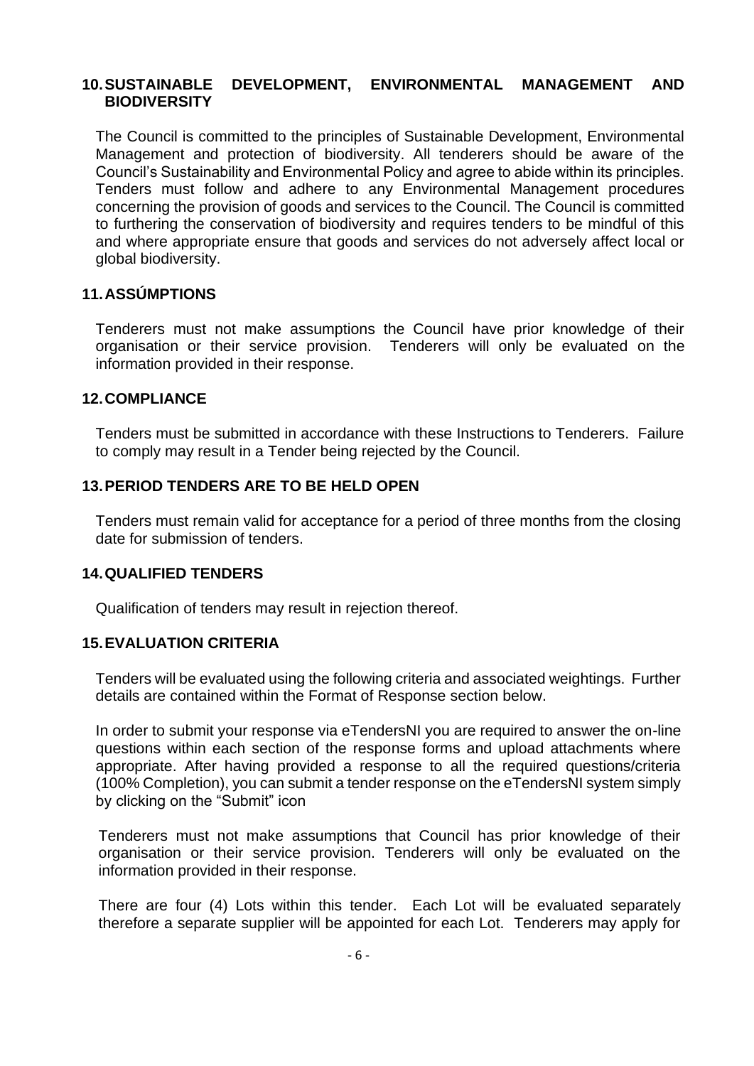## 10. SUSTAINABLE DEVELOPMENT, ENVIRONMENTAL MANAGEMENT AND BIODIVERSITY

The Council is committed to the principles of Sustainable Development, Environmental Management and protection of biodiversity. All tenderers should be aware of the Council's Sustainability and Environmental Policy and agree to abide within its principles. Tenders must follow and adhere to any Environmental Management procedures concerning the provision of goods and services to the Council. The Council is committed to furthering the conservation of biodiversity and requires tenders to be mindful of this and where appropriate ensure that goods and services do not adversely affect local or global biodiversity.

## 11. ASSÚMPTIONS

Tenderers must not make assumptions the Council have prior knowledge of their organisation or their service provision. Tenderers will only be evaluated on the information provided in their response.

## 12. COMPLIANCE

Tenders must be submitted in accordance with these Instructions to Tenderers. Failure to comply may result in a Tender being rejected by the Council.

## 13. PERIOD TENDERS ARE TO BE HELD OPEN

Tenders must remain valid for acceptance for a period of three months from the closing date for submission of tenders.

## 14. QUALIFIED TENDERS

Qualification of tenders may result in rejection thereof.

## 15. EVALUATION CRITERIA

Tenders will be evaluated using the following criteria and associated weightings. Further details are contained within the Format of Response section below.

In order to submit your response via eTendersNI you are required to answer the on-line questions within each section of the response forms and upload attachments where appropriate. After having provided a response to all the required questions/criteria (100% Completion), you can submit a tender response on the eTendersNI system simply by clicking on the "Submit" icon

Tenderers must not make assumptions that Council has prior knowledge of their organisation or their service provision. Tenderers will only be evaluated on the information provided in their response.

There are four (4) Lots within this tender. Each Lot will be evaluated separately therefore a separate supplier will be appointed for each Lot. Tenderers may apply for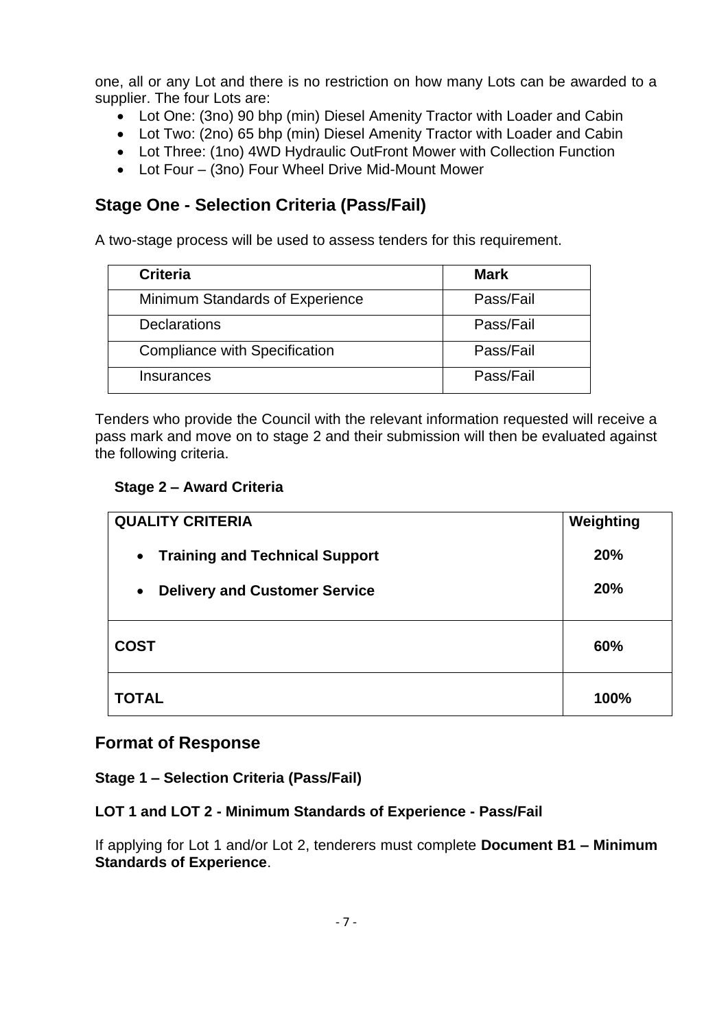one, all or any Lot and there is no restriction on how many Lots can be awarded to a supplier. The four Lots are:

- Lot One: (3no) 90 bhp (min) Diesel Amenity Tractor with Loader and Cabin
- Lot Two: (2no) 65 bhp (min) Diesel Amenity Tractor with Loader and Cabin
- Lot Three: (1no) 4WD Hydraulic OutFront Mower with Collection Function
- Lot Four – (3no) Four Wheel Drive Mid-Mount Mower

## Stage One - Selection Criteria (Pass/Fail)

A two-stage process will be used to assess tenders for this requirement.

| Criteria | Mark |
|---|---|
| Minimum Standards of Experience | Pass/Fail |
| Declarations | Pass/Fail |
| Compliance with Specification | Pass/Fail |
| Insurances | Pass/Fail |

Tenders who provide the Council with the relevant information requested will receive a pass mark and move on to stage 2 and their submission will then be evaluated against the following criteria.

**Stage 2 – Award Criteria**

| QUALITY CRITERIA | Weighting |
|---|---|
| • **Training and Technical Support** | **20%** |
| • **Delivery and Customer Service** | **20%** |
| **COST** | **60%** |
| **TOTAL** | **100%** |

## Format of Response

**Stage 1 – Selection Criteria (Pass/Fail)**

**LOT 1 and LOT 2 - Minimum Standards of Experience - Pass/Fail**

If applying for Lot 1 and/or Lot 2, tenderers must complete **Document B1 – Minimum Standards of Experience**.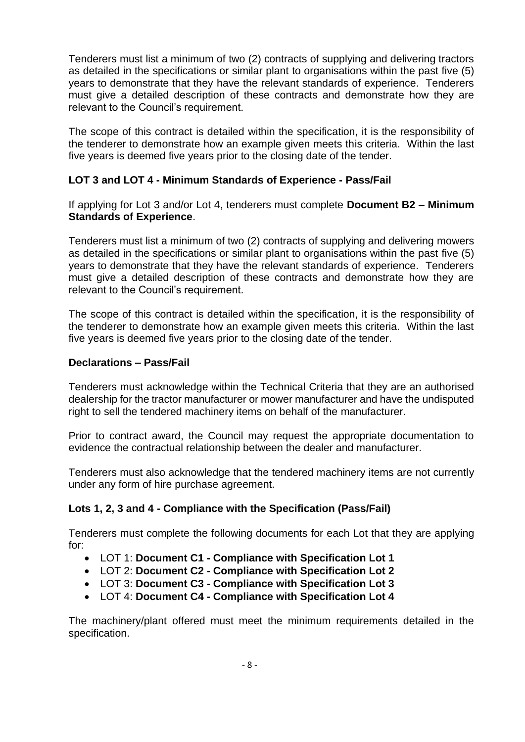Tenderers must list a minimum of two (2) contracts of supplying and delivering tractors as detailed in the specifications or similar plant to organisations within the past five (5) years to demonstrate that they have the relevant standards of experience. Tenderers must give a detailed description of these contracts and demonstrate how they are relevant to the Council's requirement.

The scope of this contract is detailed within the specification, it is the responsibility of the tenderer to demonstrate how an example given meets this criteria. Within the last five years is deemed five years prior to the closing date of the tender.

**LOT 3 and LOT 4 - Minimum Standards of Experience - Pass/Fail**

If applying for Lot 3 and/or Lot 4, tenderers must complete **Document B2 – Minimum Standards of Experience**.

Tenderers must list a minimum of two (2) contracts of supplying and delivering mowers as detailed in the specifications or similar plant to organisations within the past five (5) years to demonstrate that they have the relevant standards of experience. Tenderers must give a detailed description of these contracts and demonstrate how they are relevant to the Council's requirement.

The scope of this contract is detailed within the specification, it is the responsibility of the tenderer to demonstrate how an example given meets this criteria. Within the last five years is deemed five years prior to the closing date of the tender.

**Declarations – Pass/Fail**

Tenderers must acknowledge within the Technical Criteria that they are an authorised dealership for the tractor manufacturer or mower manufacturer and have the undisputed right to sell the tendered machinery items on behalf of the manufacturer.

Prior to contract award, the Council may request the appropriate documentation to evidence the contractual relationship between the dealer and manufacturer.

Tenderers must also acknowledge that the tendered machinery items are not currently under any form of hire purchase agreement.

**Lots 1, 2, 3 and 4 - Compliance with the Specification (Pass/Fail)**

Tenderers must complete the following documents for each Lot that they are applying for:

- LOT 1: **Document C1 - Compliance with Specification Lot 1**
- LOT 2: **Document C2 - Compliance with Specification Lot 2**
- LOT 3: **Document C3 - Compliance with Specification Lot 3**
- LOT 4: **Document C4 - Compliance with Specification Lot 4**

The machinery/plant offered must meet the minimum requirements detailed in the specification.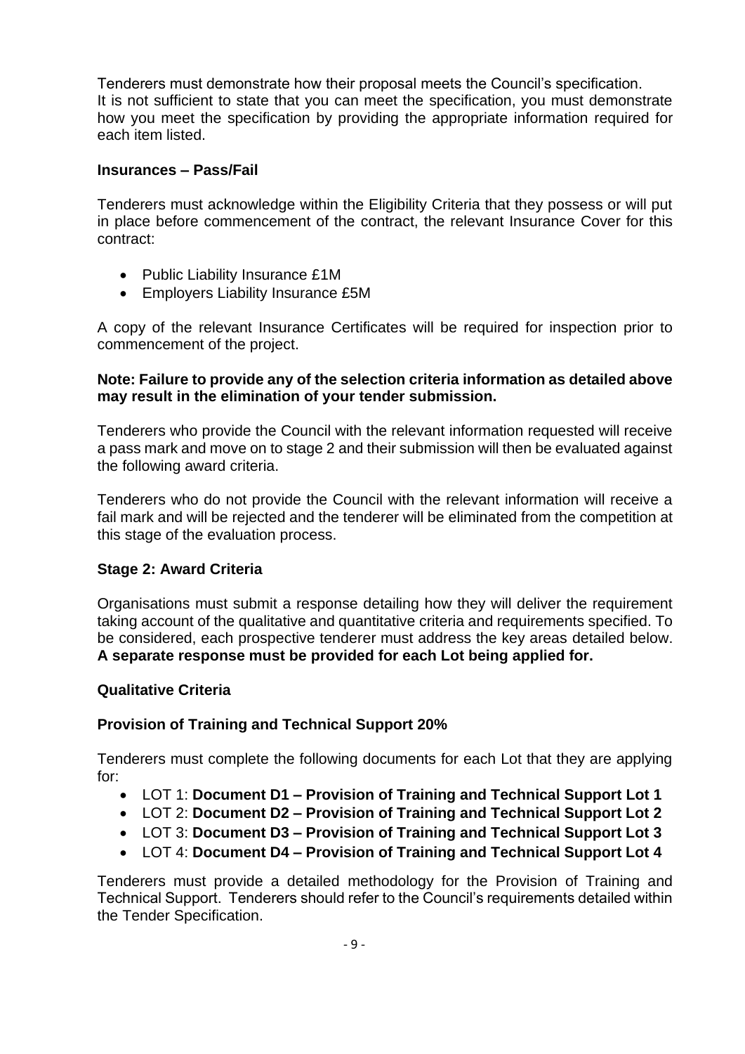Tenderers must demonstrate how their proposal meets the Council's specification.
It is not sufficient to state that you can meet the specification, you must demonstrate how you meet the specification by providing the appropriate information required for each item listed.

**Insurances – Pass/Fail**

Tenderers must acknowledge within the Eligibility Criteria that they possess or will put in place before commencement of the contract, the relevant Insurance Cover for this contract:

- Public Liability Insurance £1M
- Employers Liability Insurance £5M

A copy of the relevant Insurance Certificates will be required for inspection prior to commencement of the project.

**Note: Failure to provide any of the selection criteria information as detailed above may result in the elimination of your tender submission.**

Tenderers who provide the Council with the relevant information requested will receive a pass mark and move on to stage 2 and their submission will then be evaluated against the following award criteria.

Tenderers who do not provide the Council with the relevant information will receive a fail mark and will be rejected and the tenderer will be eliminated from the competition at this stage of the evaluation process.

**Stage 2: Award Criteria**

Organisations must submit a response detailing how they will deliver the requirement taking account of the qualitative and quantitative criteria and requirements specified. To be considered, each prospective tenderer must address the key areas detailed below. **A separate response must be provided for each Lot being applied for.**

**Qualitative Criteria**

**Provision of Training and Technical Support 20%**

Tenderers must complete the following documents for each Lot that they are applying for:

- LOT 1: **Document D1 – Provision of Training and Technical Support Lot 1**
- LOT 2: **Document D2 – Provision of Training and Technical Support Lot 2**
- LOT 3: **Document D3 – Provision of Training and Technical Support Lot 3**
- LOT 4: **Document D4 – Provision of Training and Technical Support Lot 4**

Tenderers must provide a detailed methodology for the Provision of Training and Technical Support. Tenderers should refer to the Council's requirements detailed within the Tender Specification.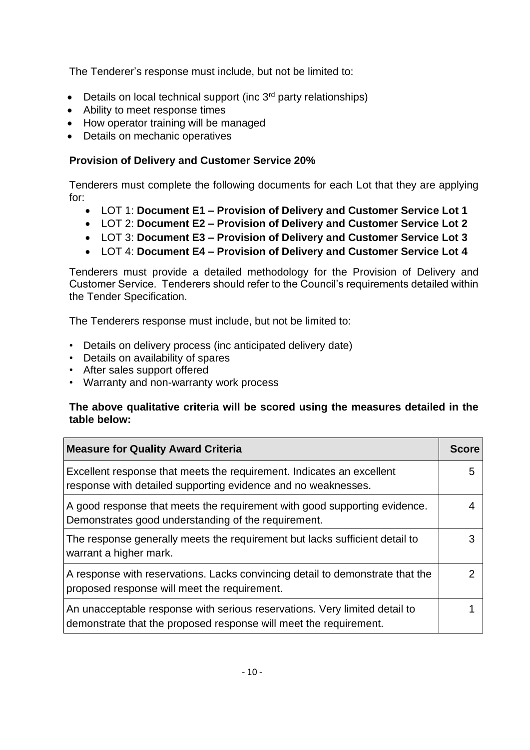The Tenderer's response must include, but not be limited to:

- Details on local technical support (inc 3rd party relationships)
- Ability to meet response times
- How operator training will be managed
- Details on mechanic operatives

**Provision of Delivery and Customer Service 20%**

Tenderers must complete the following documents for each Lot that they are applying for:

- LOT 1: **Document E1 – Provision of Delivery and Customer Service Lot 1**
- LOT 2: **Document E2 – Provision of Delivery and Customer Service Lot 2**
- LOT 3: **Document E3 – Provision of Delivery and Customer Service Lot 3**
- LOT 4: **Document E4 – Provision of Delivery and Customer Service Lot 4**

Tenderers must provide a detailed methodology for the Provision of Delivery and Customer Service. Tenderers should refer to the Council's requirements detailed within the Tender Specification.

The Tenderers response must include, but not be limited to:

- Details on delivery process (inc anticipated delivery date)
- Details on availability of spares
- After sales support offered
- Warranty and non-warranty work process

**The above qualitative criteria will be scored using the measures detailed in the table below:**

| Measure for Quality Award Criteria | Score |
|---|---|
| Excellent response that meets the requirement. Indicates an excellent response with detailed supporting evidence and no weaknesses. | 5 |
| A good response that meets the requirement with good supporting evidence. Demonstrates good understanding of the requirement. | 4 |
| The response generally meets the requirement but lacks sufficient detail to warrant a higher mark. | 3 |
| A response with reservations. Lacks convincing detail to demonstrate that the proposed response will meet the requirement. | 2 |
| An unacceptable response with serious reservations. Very limited detail to demonstrate that the proposed response will meet the requirement. | 1 |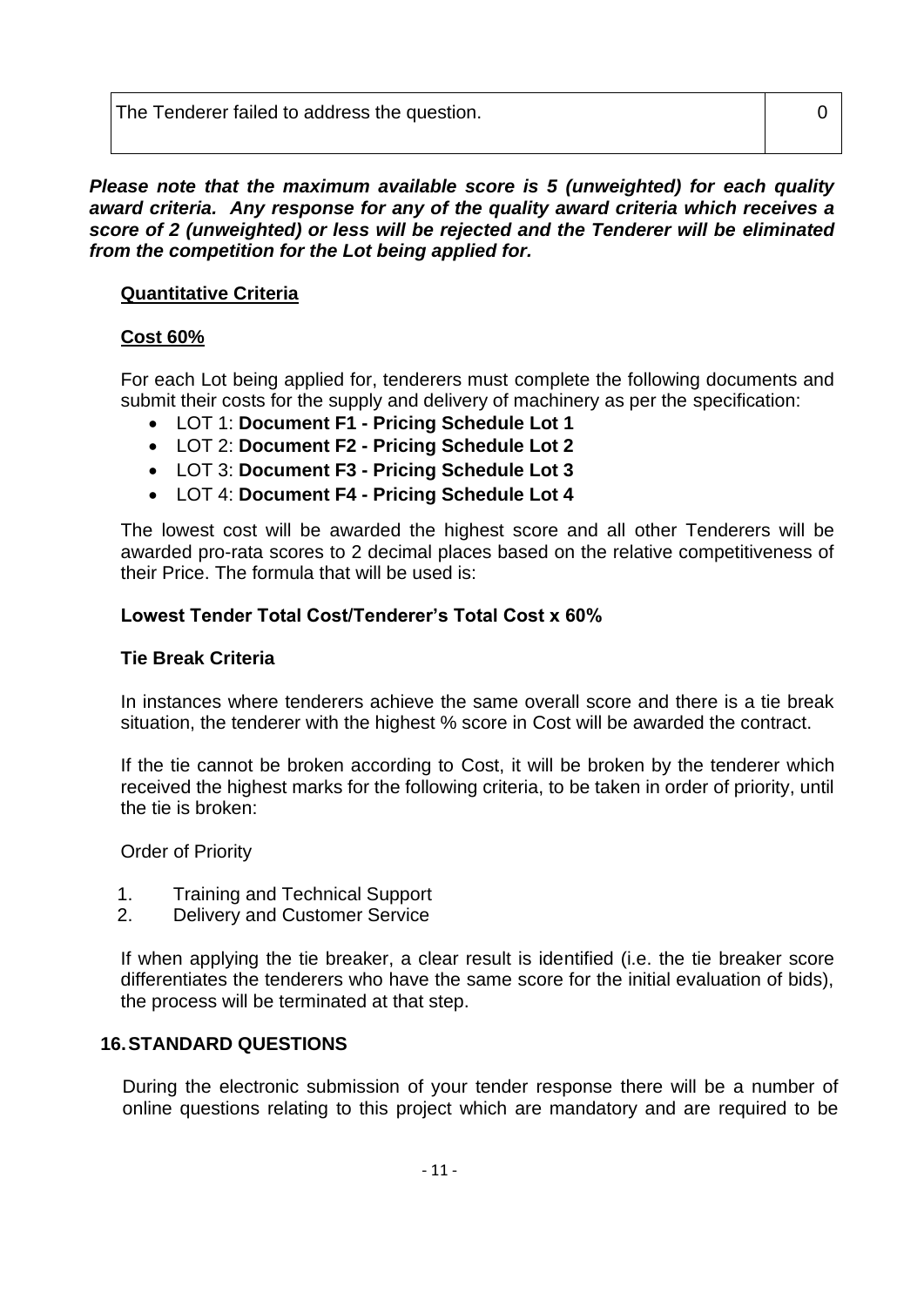| The Tenderer failed to address the question. | 0 |
| --- | --- |

***Please note that the maximum available score is 5 (unweighted) for each quality award criteria. Any response for any of the quality award criteria which receives a score of 2 (unweighted) or less will be rejected and the Tenderer will be eliminated from the competition for the Lot being applied for.***

**Quantitative Criteria**

**Cost 60%**

For each Lot being applied for, tenderers must complete the following documents and submit their costs for the supply and delivery of machinery as per the specification:

- LOT 1: **Document F1 - Pricing Schedule Lot 1**
- LOT 2: **Document F2 - Pricing Schedule Lot 2**
- LOT 3: **Document F3 - Pricing Schedule Lot 3**
- LOT 4: **Document F4 - Pricing Schedule Lot 4**

The lowest cost will be awarded the highest score and all other Tenderers will be awarded pro-rata scores to 2 decimal places based on the relative competitiveness of their Price. The formula that will be used is:

**Lowest Tender Total Cost/Tenderer's Total Cost x 60%**

**Tie Break Criteria**

In instances where tenderers achieve the same overall score and there is a tie break situation, the tenderer with the highest % score in Cost will be awarded the contract.

If the tie cannot be broken according to Cost, it will be broken by the tenderer which received the highest marks for the following criteria, to be taken in order of priority, until the tie is broken:

Order of Priority

1. Training and Technical Support
2. Delivery and Customer Service

If when applying the tie breaker, a clear result is identified (i.e. the tie breaker score differentiates the tenderers who have the same score for the initial evaluation of bids), the process will be terminated at that step.

## 16. STANDARD QUESTIONS

During the electronic submission of your tender response there will be a number of online questions relating to this project which are mandatory and are required to be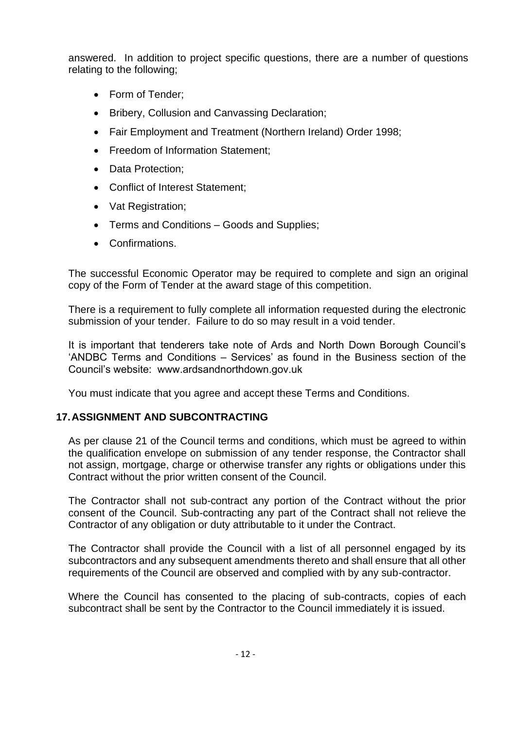answered. In addition to project specific questions, there are a number of questions relating to the following;

- Form of Tender;
- Bribery, Collusion and Canvassing Declaration;
- Fair Employment and Treatment (Northern Ireland) Order 1998;
- Freedom of Information Statement;
- Data Protection;
- Conflict of Interest Statement;
- Vat Registration;
- Terms and Conditions – Goods and Supplies;
- Confirmations.

The successful Economic Operator may be required to complete and sign an original copy of the Form of Tender at the award stage of this competition.

There is a requirement to fully complete all information requested during the electronic submission of your tender. Failure to do so may result in a void tender.

It is important that tenderers take note of Ards and North Down Borough Council's 'ANDBC Terms and Conditions – Services' as found in the Business section of the Council's website: www.ardsandnorthdown.gov.uk

You must indicate that you agree and accept these Terms and Conditions.

## 17. ASSIGNMENT AND SUBCONTRACTING

As per clause 21 of the Council terms and conditions, which must be agreed to within the qualification envelope on submission of any tender response, the Contractor shall not assign, mortgage, charge or otherwise transfer any rights or obligations under this Contract without the prior written consent of the Council.

The Contractor shall not sub-contract any portion of the Contract without the prior consent of the Council. Sub-contracting any part of the Contract shall not relieve the Contractor of any obligation or duty attributable to it under the Contract.

The Contractor shall provide the Council with a list of all personnel engaged by its subcontractors and any subsequent amendments thereto and shall ensure that all other requirements of the Council are observed and complied with by any sub-contractor.

Where the Council has consented to the placing of sub-contracts, copies of each subcontract shall be sent by the Contractor to the Council immediately it is issued.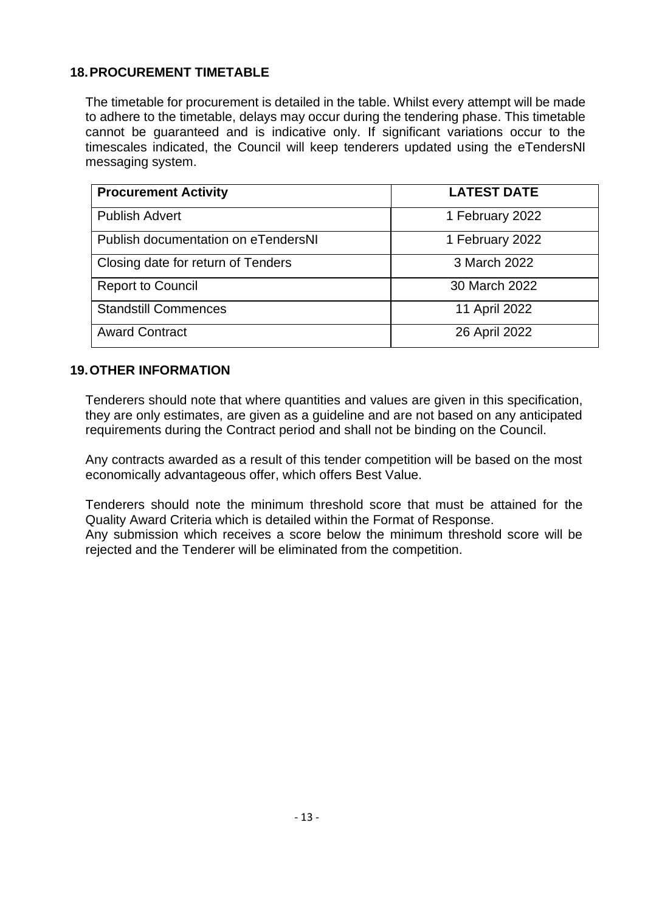## 18. PROCUREMENT TIMETABLE

The timetable for procurement is detailed in the table. Whilst every attempt will be made to adhere to the timetable, delays may occur during the tendering phase. This timetable cannot be guaranteed and is indicative only. If significant variations occur to the timescales indicated, the Council will keep tenderers updated using the eTendersNI messaging system.

| Procurement Activity | LATEST DATE |
|---|---|
| Publish Advert | 1 February 2022 |
| Publish documentation on eTendersNI | 1 February 2022 |
| Closing date for return of Tenders | 3 March 2022 |
| Report to Council | 30 March 2022 |
| Standstill Commences | 11 April 2022 |
| Award Contract | 26 April 2022 |

## 19. OTHER INFORMATION

Tenderers should note that where quantities and values are given in this specification, they are only estimates, are given as a guideline and are not based on any anticipated requirements during the Contract period and shall not be binding on the Council.

Any contracts awarded as a result of this tender competition will be based on the most economically advantageous offer, which offers Best Value.

Tenderers should note the minimum threshold score that must be attained for the Quality Award Criteria which is detailed within the Format of Response.
Any submission which receives a score below the minimum threshold score will be rejected and the Tenderer will be eliminated from the competition.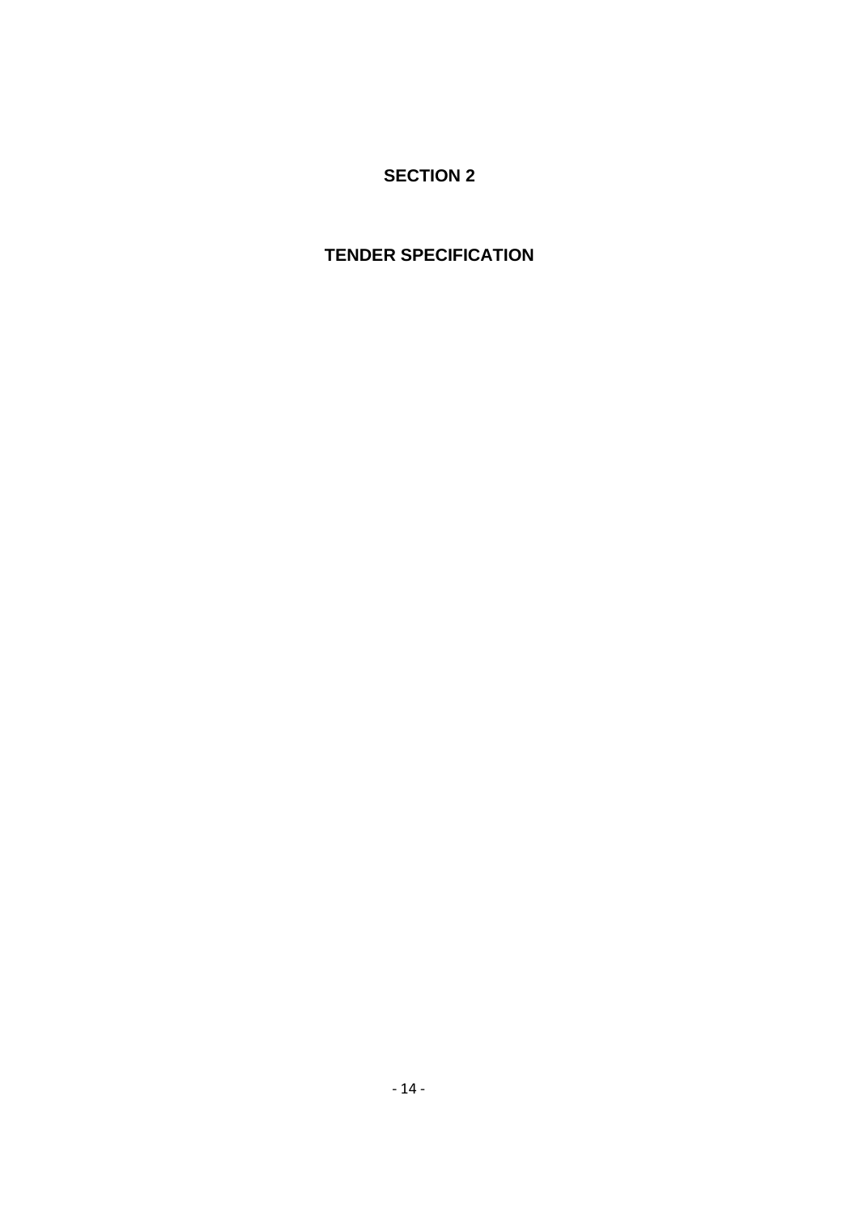# SECTION 2

# TENDER SPECIFICATION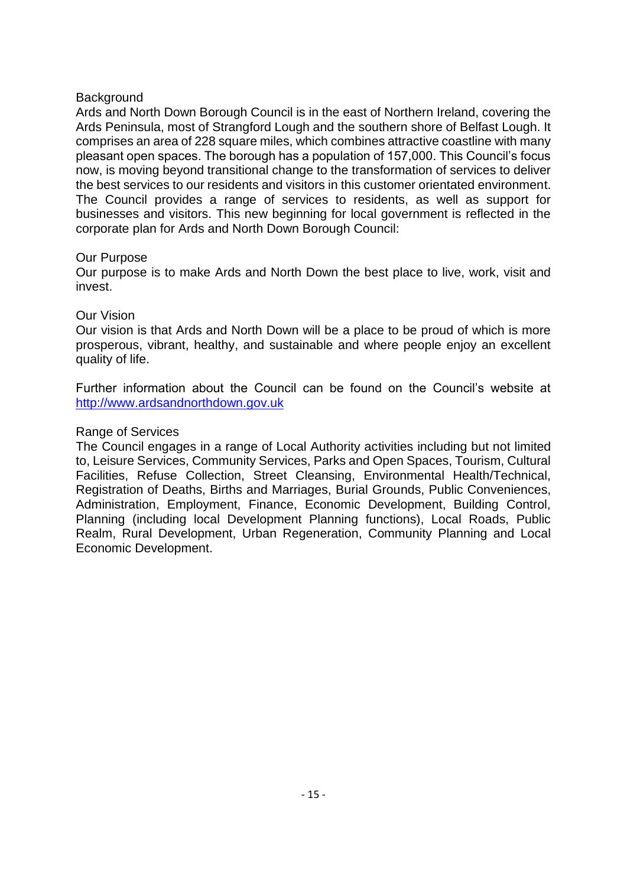## Background

Ards and North Down Borough Council is in the east of Northern Ireland, covering the Ards Peninsula, most of Strangford Lough and the southern shore of Belfast Lough. It comprises an area of 228 square miles, which combines attractive coastline with many pleasant open spaces. The borough has a population of 157,000. This Council's focus now, is moving beyond transitional change to the transformation of services to deliver the best services to our residents and visitors in this customer orientated environment. The Council provides a range of services to residents, as well as support for businesses and visitors. This new beginning for local government is reflected in the corporate plan for Ards and North Down Borough Council:

## Our Purpose

Our purpose is to make Ards and North Down the best place to live, work, visit and invest.

## Our Vision

Our vision is that Ards and North Down will be a place to be proud of which is more prosperous, vibrant, healthy, and sustainable and where people enjoy an excellent quality of life.

Further information about the Council can be found on the Council's website at [http://www.ardsandnorthdown.gov.uk](http://www.ardsandnorthdown.gov.uk)

## Range of Services

The Council engages in a range of Local Authority activities including but not limited to, Leisure Services, Community Services, Parks and Open Spaces, Tourism, Cultural Facilities, Refuse Collection, Street Cleansing, Environmental Health/Technical, Registration of Deaths, Births and Marriages, Burial Grounds, Public Conveniences, Administration, Employment, Finance, Economic Development, Building Control, Planning (including local Development Planning functions), Local Roads, Public Realm, Rural Development, Urban Regeneration, Community Planning and Local Economic Development.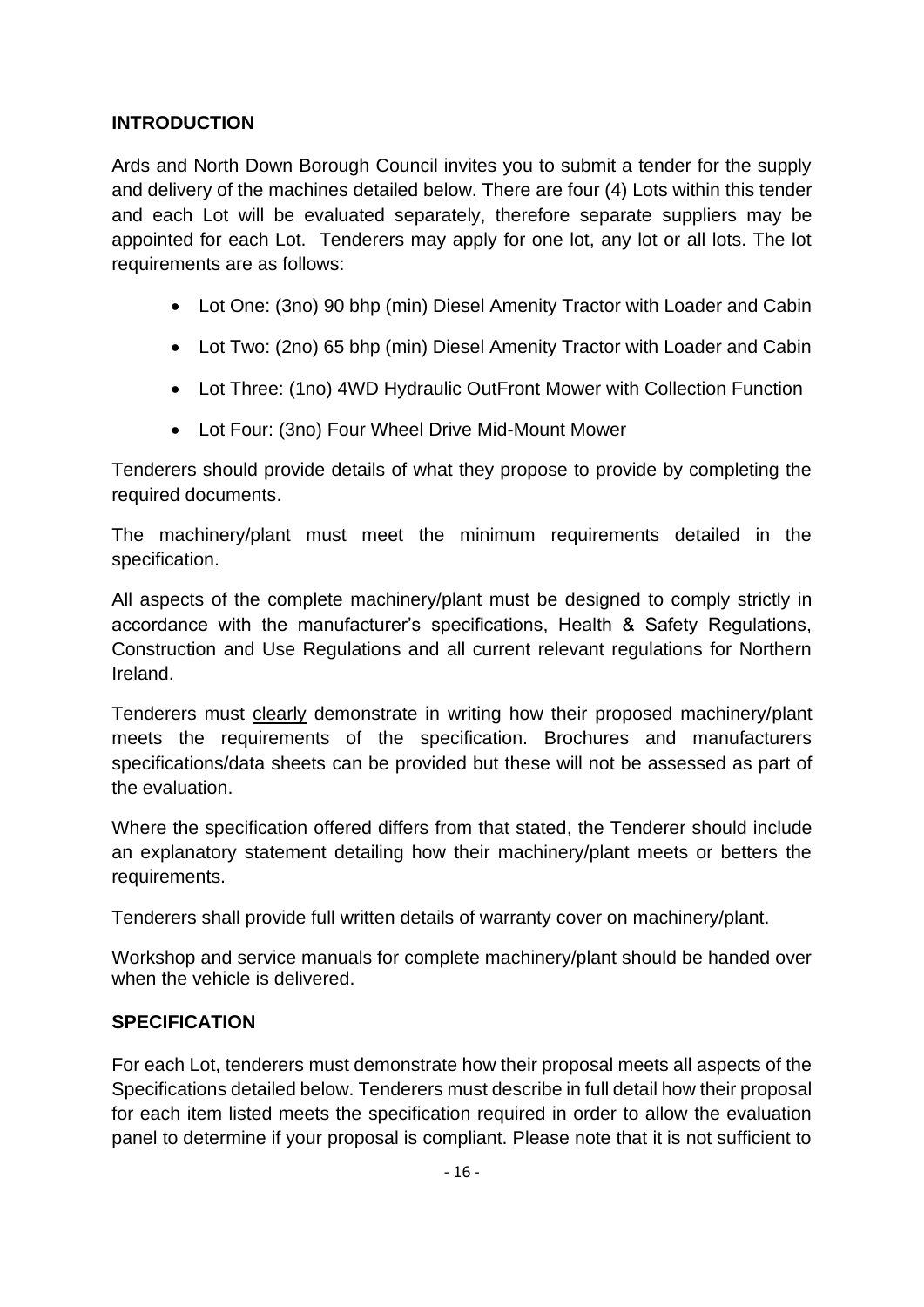## INTRODUCTION

Ards and North Down Borough Council invites you to submit a tender for the supply and delivery of the machines detailed below. There are four (4) Lots within this tender and each Lot will be evaluated separately, therefore separate suppliers may be appointed for each Lot. Tenderers may apply for one lot, any lot or all lots. The lot requirements are as follows:

- Lot One: (3no) 90 bhp (min) Diesel Amenity Tractor with Loader and Cabin
- Lot Two: (2no) 65 bhp (min) Diesel Amenity Tractor with Loader and Cabin
- Lot Three: (1no) 4WD Hydraulic OutFront Mower with Collection Function
- Lot Four: (3no) Four Wheel Drive Mid-Mount Mower

Tenderers should provide details of what they propose to provide by completing the required documents.

The machinery/plant must meet the minimum requirements detailed in the specification.

All aspects of the complete machinery/plant must be designed to comply strictly in accordance with the manufacturer's specifications, Health & Safety Regulations, Construction and Use Regulations and all current relevant regulations for Northern Ireland.

Tenderers must clearly demonstrate in writing how their proposed machinery/plant meets the requirements of the specification. Brochures and manufacturers specifications/data sheets can be provided but these will not be assessed as part of the evaluation.

Where the specification offered differs from that stated, the Tenderer should include an explanatory statement detailing how their machinery/plant meets or betters the requirements.

Tenderers shall provide full written details of warranty cover on machinery/plant.

Workshop and service manuals for complete machinery/plant should be handed over when the vehicle is delivered.

## SPECIFICATION

For each Lot, tenderers must demonstrate how their proposal meets all aspects of the Specifications detailed below. Tenderers must describe in full detail how their proposal for each item listed meets the specification required in order to allow the evaluation panel to determine if your proposal is compliant. Please note that it is not sufficient to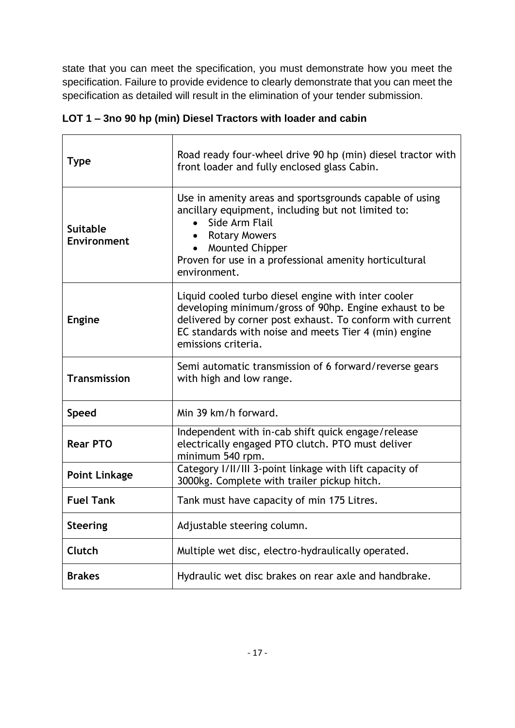state that you can meet the specification, you must demonstrate how you meet the specification. Failure to provide evidence to clearly demonstrate that you can meet the specification as detailed will result in the elimination of your tender submission.

**LOT 1 – 3no 90 hp (min) Diesel Tractors with loader and cabin**

| | |
|---|---|
| **Type** | Road ready four-wheel drive 90 hp (min) diesel tractor with front loader and fully enclosed glass Cabin. |
| **Suitable Environment** | Use in amenity areas and sportsgrounds capable of using ancillary equipment, including but not limited to:<br>• Side Arm Flail<br>• Rotary Mowers<br>• Mounted Chipper<br>Proven for use in a professional amenity horticultural environment. |
| **Engine** | Liquid cooled turbo diesel engine with inter cooler developing minimum/gross of 90hp. Engine exhaust to be delivered by corner post exhaust. To conform with current EC standards with noise and meets Tier 4 (min) engine emissions criteria. |
| **Transmission** | Semi automatic transmission of 6 forward/reverse gears with high and low range. |
| **Speed** | Min 39 km/h forward. |
| **Rear PTO** | Independent with in-cab shift quick engage/release electrically engaged PTO clutch. PTO must deliver minimum 540 rpm. |
| **Point Linkage** | Category I/II/III 3-point linkage with lift capacity of 3000kg. Complete with trailer pickup hitch. |
| **Fuel Tank** | Tank must have capacity of min 175 Litres. |
| **Steering** | Adjustable steering column. |
| **Clutch** | Multiple wet disc, electro-hydraulically operated. |
| **Brakes** | Hydraulic wet disc brakes on rear axle and handbrake. |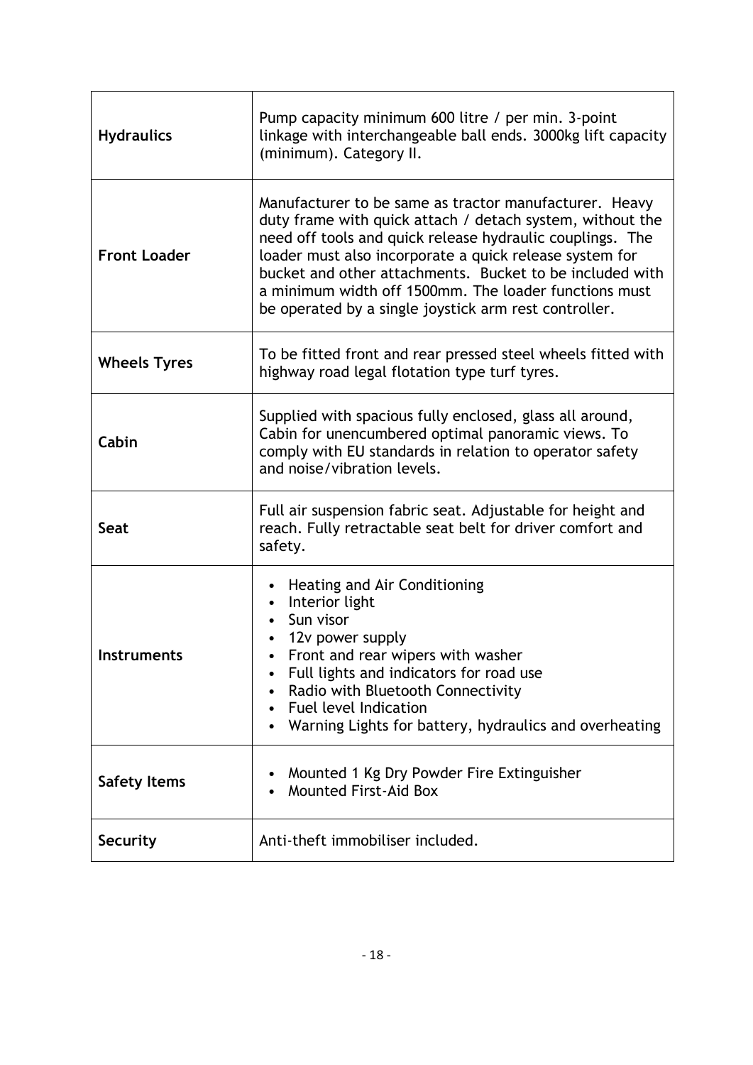| | |
|---|---|
| **Hydraulics** | Pump capacity minimum 600 litre / per min. 3-point linkage with interchangeable ball ends. 3000kg lift capacity (minimum). Category II. |
| **Front Loader** | Manufacturer to be same as tractor manufacturer. Heavy duty frame with quick attach / detach system, without the need off tools and quick release hydraulic couplings. The loader must also incorporate a quick release system for bucket and other attachments. Bucket to be included with a minimum width off 1500mm. The loader functions must be operated by a single joystick arm rest controller. |
| **Wheels Tyres** | To be fitted front and rear pressed steel wheels fitted with highway road legal flotation type turf tyres. |
| **Cabin** | Supplied with spacious fully enclosed, glass all around, Cabin for unencumbered optimal panoramic views. To comply with EU standards in relation to operator safety and noise/vibration levels. |
| **Seat** | Full air suspension fabric seat. Adjustable for height and reach. Fully retractable seat belt for driver comfort and safety. |
| **Instruments** | • Heating and Air Conditioning<br>• Interior light<br>• Sun visor<br>• 12v power supply<br>• Front and rear wipers with washer<br>• Full lights and indicators for road use<br>• Radio with Bluetooth Connectivity<br>• Fuel level Indication<br>• Warning Lights for battery, hydraulics and overheating |
| **Safety Items** | • Mounted 1 Kg Dry Powder Fire Extinguisher<br>• Mounted First-Aid Box |
| **Security** | Anti-theft immobiliser included. |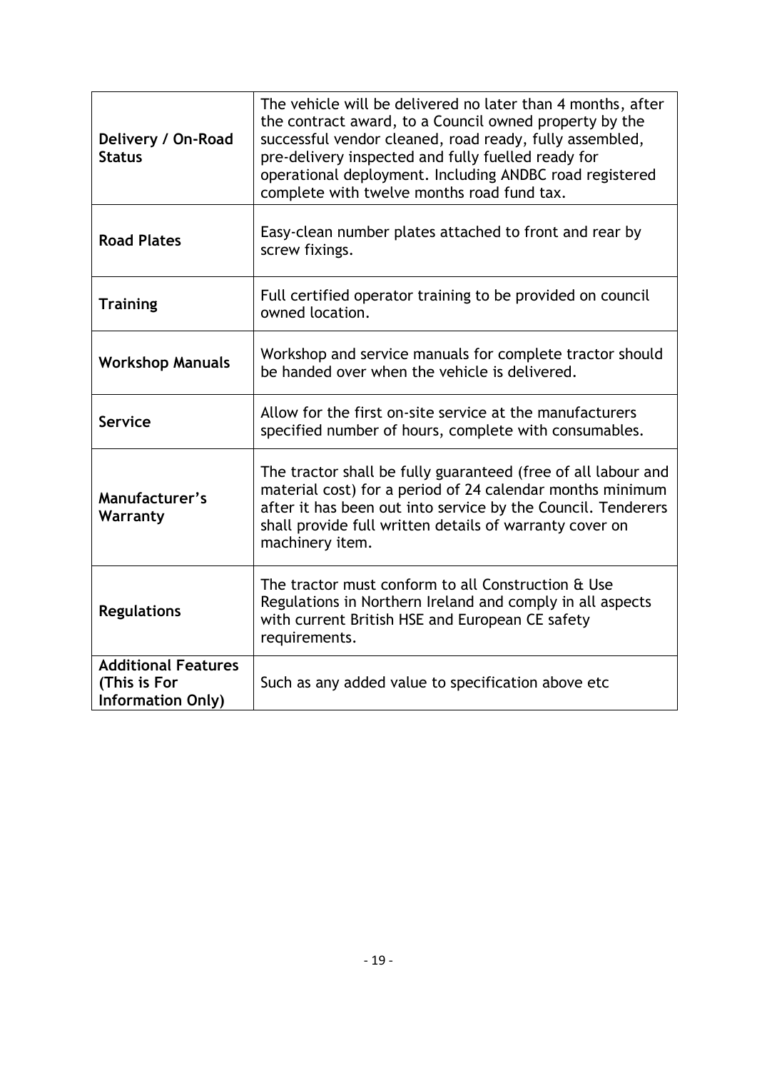| **Delivery / On-Road Status** | The vehicle will be delivered no later than 4 months, after the contract award, to a Council owned property by the successful vendor cleaned, road ready, fully assembled, pre-delivery inspected and fully fuelled ready for operational deployment. Including ANDBC road registered complete with twelve months road fund tax. |
|---|---|
| **Road Plates** | Easy-clean number plates attached to front and rear by screw fixings. |
| **Training** | Full certified operator training to be provided on council owned location. |
| **Workshop Manuals** | Workshop and service manuals for complete tractor should be handed over when the vehicle is delivered. |
| **Service** | Allow for the first on-site service at the manufacturers specified number of hours, complete with consumables. |
| **Manufacturer's Warranty** | The tractor shall be fully guaranteed (free of all labour and material cost) for a period of 24 calendar months minimum after it has been out into service by the Council. Tenderers shall provide full written details of warranty cover on machinery item. |
| **Regulations** | The tractor must conform to all Construction & Use Regulations in Northern Ireland and comply in all aspects with current British HSE and European CE safety requirements. |
| **Additional Features (This is For Information Only)** | Such as any added value to specification above etc |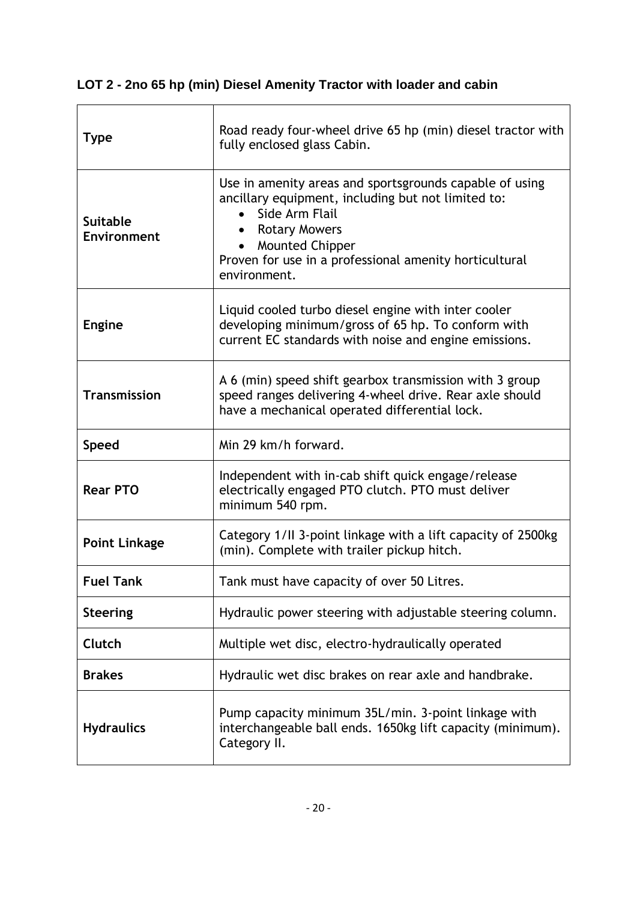## LOT 2 - 2no 65 hp (min) Diesel Amenity Tractor with loader and cabin

| | |
|---|---|
| **Type** | Road ready four-wheel drive 65 hp (min) diesel tractor with fully enclosed glass Cabin. |
| **Suitable Environment** | Use in amenity areas and sportsgrounds capable of using ancillary equipment, including but not limited to:<br>• Side Arm Flail<br>• Rotary Mowers<br>• Mounted Chipper<br>Proven for use in a professional amenity horticultural environment. |
| **Engine** | Liquid cooled turbo diesel engine with inter cooler developing minimum/gross of 65 hp. To conform with current EC standards with noise and engine emissions. |
| **Transmission** | A 6 (min) speed shift gearbox transmission with 3 group speed ranges delivering 4-wheel drive. Rear axle should have a mechanical operated differential lock. |
| **Speed** | Min 29 km/h forward. |
| **Rear PTO** | Independent with in-cab shift quick engage/release electrically engaged PTO clutch. PTO must deliver minimum 540 rpm. |
| **Point Linkage** | Category 1/II 3-point linkage with a lift capacity of 2500kg (min). Complete with trailer pickup hitch. |
| **Fuel Tank** | Tank must have capacity of over 50 Litres. |
| **Steering** | Hydraulic power steering with adjustable steering column. |
| **Clutch** | Multiple wet disc, electro-hydraulically operated |
| **Brakes** | Hydraulic wet disc brakes on rear axle and handbrake. |
| **Hydraulics** | Pump capacity minimum 35L/min. 3-point linkage with interchangeable ball ends. 1650kg lift capacity (minimum). Category II. |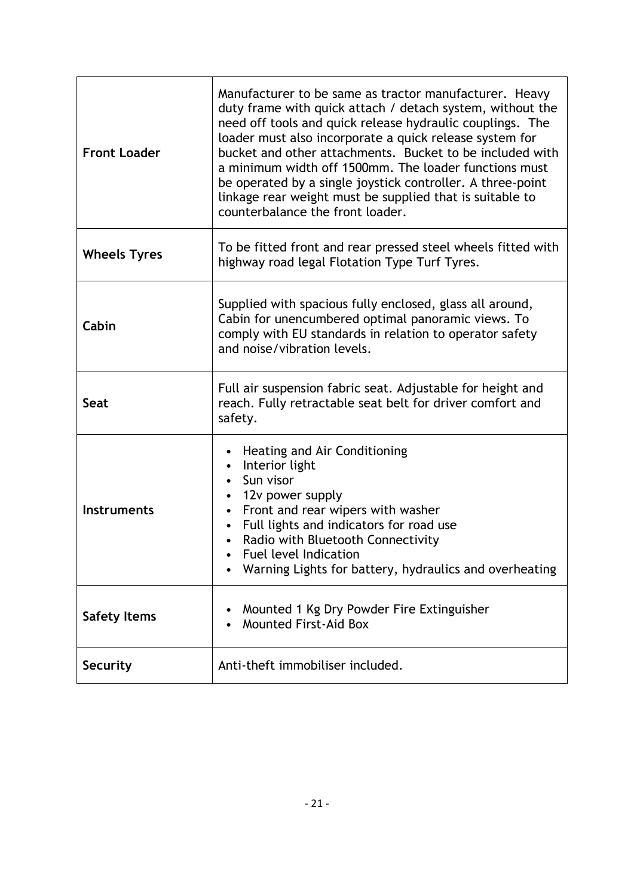| | |
|---|---|
| **Front Loader** | Manufacturer to be same as tractor manufacturer. Heavy duty frame with quick attach / detach system, without the need off tools and quick release hydraulic couplings. The loader must also incorporate a quick release system for bucket and other attachments. Bucket to be included with a minimum width off 1500mm. The loader functions must be operated by a single joystick controller. A three-point linkage rear weight must be supplied that is suitable to counterbalance the front loader. |
| **Wheels Tyres** | To be fitted front and rear pressed steel wheels fitted with highway road legal Flotation Type Turf Tyres. |
| **Cabin** | Supplied with spacious fully enclosed, glass all around, Cabin for unencumbered optimal panoramic views. To comply with EU standards in relation to operator safety and noise/vibration levels. |
| **Seat** | Full air suspension fabric seat. Adjustable for height and reach. Fully retractable seat belt for driver comfort and safety. |
| **Instruments** | • Heating and Air Conditioning<br>• Interior light<br>• Sun visor<br>• 12v power supply<br>• Front and rear wipers with washer<br>• Full lights and indicators for road use<br>• Radio with Bluetooth Connectivity<br>• Fuel level Indication<br>• Warning Lights for battery, hydraulics and overheating |
| **Safety Items** | • Mounted 1 Kg Dry Powder Fire Extinguisher<br>• Mounted First-Aid Box |
| **Security** | Anti-theft immobiliser included. |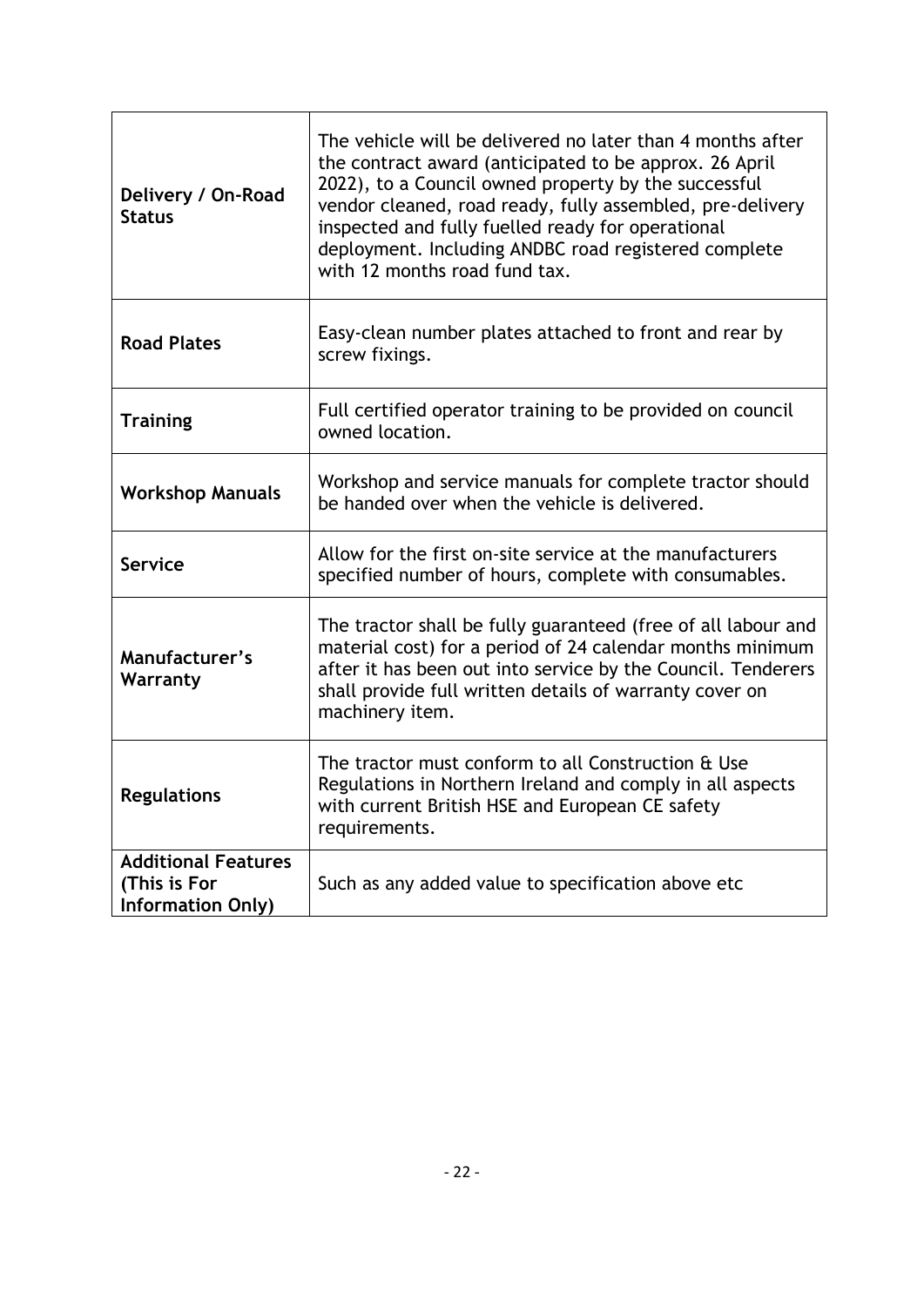| | |
|---|---|
| **Delivery / On-Road Status** | The vehicle will be delivered no later than 4 months after the contract award (anticipated to be approx. 26 April 2022), to a Council owned property by the successful vendor cleaned, road ready, fully assembled, pre-delivery inspected and fully fuelled ready for operational deployment. Including ANDBC road registered complete with 12 months road fund tax. |
| **Road Plates** | Easy-clean number plates attached to front and rear by screw fixings. |
| **Training** | Full certified operator training to be provided on council owned location. |
| **Workshop Manuals** | Workshop and service manuals for complete tractor should be handed over when the vehicle is delivered. |
| **Service** | Allow for the first on-site service at the manufacturers specified number of hours, complete with consumables. |
| **Manufacturer's Warranty** | The tractor shall be fully guaranteed (free of all labour and material cost) for a period of 24 calendar months minimum after it has been out into service by the Council. Tenderers shall provide full written details of warranty cover on machinery item. |
| **Regulations** | The tractor must conform to all Construction & Use Regulations in Northern Ireland and comply in all aspects with current British HSE and European CE safety requirements. |
| **Additional Features (This is For Information Only)** | Such as any added value to specification above etc |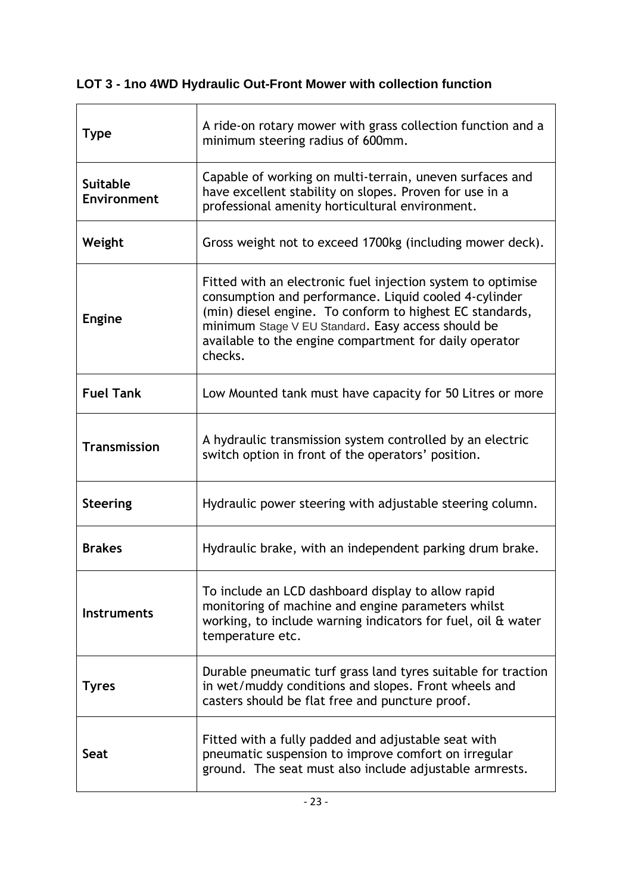### LOT 3 - 1no 4WD Hydraulic Out-Front Mower with collection function

| | |
|---|---|
| **Type** | A ride-on rotary mower with grass collection function and a minimum steering radius of 600mm. |
| **Suitable Environment** | Capable of working on multi-terrain, uneven surfaces and have excellent stability on slopes. Proven for use in a professional amenity horticultural environment. |
| **Weight** | Gross weight not to exceed 1700kg (including mower deck). |
| **Engine** | Fitted with an electronic fuel injection system to optimise consumption and performance. Liquid cooled 4-cylinder (min) diesel engine. To conform to highest EC standards, minimum Stage V EU Standard. Easy access should be available to the engine compartment for daily operator checks. |
| **Fuel Tank** | Low Mounted tank must have capacity for 50 Litres or more |
| **Transmission** | A hydraulic transmission system controlled by an electric switch option in front of the operators' position. |
| **Steering** | Hydraulic power steering with adjustable steering column. |
| **Brakes** | Hydraulic brake, with an independent parking drum brake. |
| **Instruments** | To include an LCD dashboard display to allow rapid monitoring of machine and engine parameters whilst working, to include warning indicators for fuel, oil & water temperature etc. |
| **Tyres** | Durable pneumatic turf grass land tyres suitable for traction in wet/muddy conditions and slopes. Front wheels and casters should be flat free and puncture proof. |
| **Seat** | Fitted with a fully padded and adjustable seat with pneumatic suspension to improve comfort on irregular ground. The seat must also include adjustable armrests. |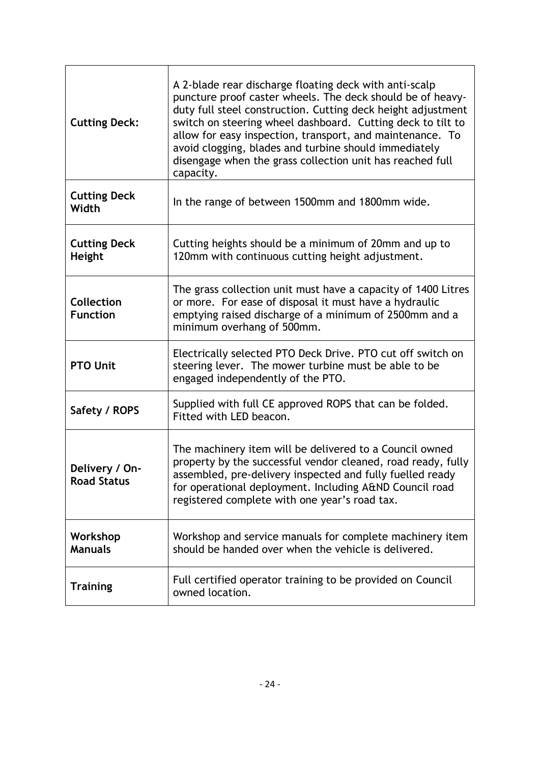| | |
|---|---|
| **Cutting Deck:** | A 2-blade rear discharge floating deck with anti-scalp puncture proof caster wheels. The deck should be of heavy-duty full steel construction. Cutting deck height adjustment switch on steering wheel dashboard. Cutting deck to tilt to allow for easy inspection, transport, and maintenance. To avoid clogging, blades and turbine should immediately disengage when the grass collection unit has reached full capacity. |
| **Cutting Deck Width** | In the range of between 1500mm and 1800mm wide. |
| **Cutting Deck Height** | Cutting heights should be a minimum of 20mm and up to 120mm with continuous cutting height adjustment. |
| **Collection Function** | The grass collection unit must have a capacity of 1400 Litres or more. For ease of disposal it must have a hydraulic emptying raised discharge of a minimum of 2500mm and a minimum overhang of 500mm. |
| **PTO Unit** | Electrically selected PTO Deck Drive. PTO cut off switch on steering lever. The mower turbine must be able to be engaged independently of the PTO. |
| **Safety / ROPS** | Supplied with full CE approved ROPS that can be folded. Fitted with LED beacon. |
| **Delivery / On-Road Status** | The machinery item will be delivered to a Council owned property by the successful vendor cleaned, road ready, fully assembled, pre-delivery inspected and fully fuelled ready for operational deployment. Including A&ND Council road registered complete with one year's road tax. |
| **Workshop Manuals** | Workshop and service manuals for complete machinery item should be handed over when the vehicle is delivered. |
| **Training** | Full certified operator training to be provided on Council owned location. |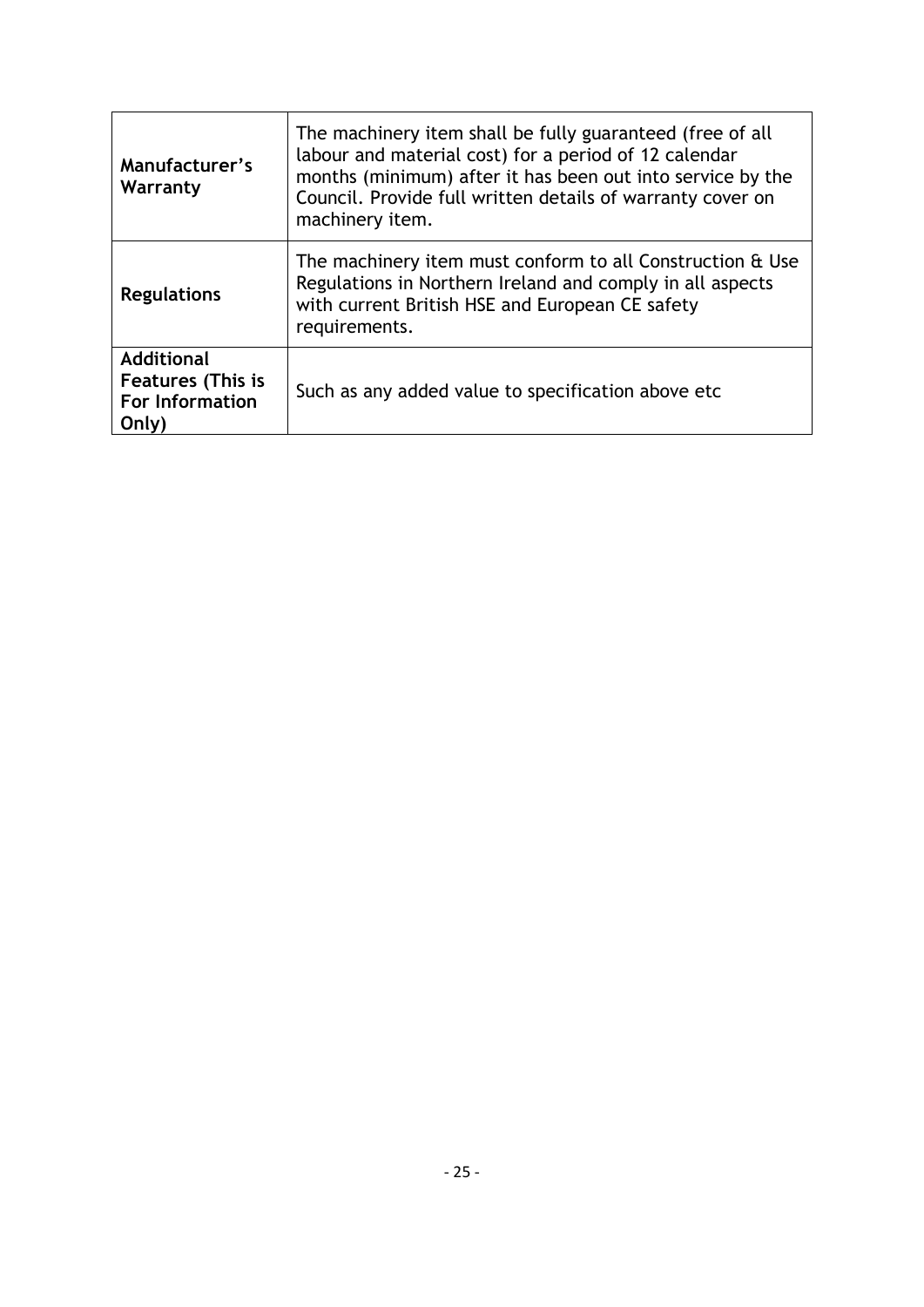| | |
|---|---|
| **Manufacturer's Warranty** | The machinery item shall be fully guaranteed (free of all labour and material cost) for a period of 12 calendar months (minimum) after it has been out into service by the Council. Provide full written details of warranty cover on machinery item. |
| **Regulations** | The machinery item must conform to all Construction & Use Regulations in Northern Ireland and comply in all aspects with current British HSE and European CE safety requirements. |
| **Additional Features (This is For Information Only)** | Such as any added value to specification above etc |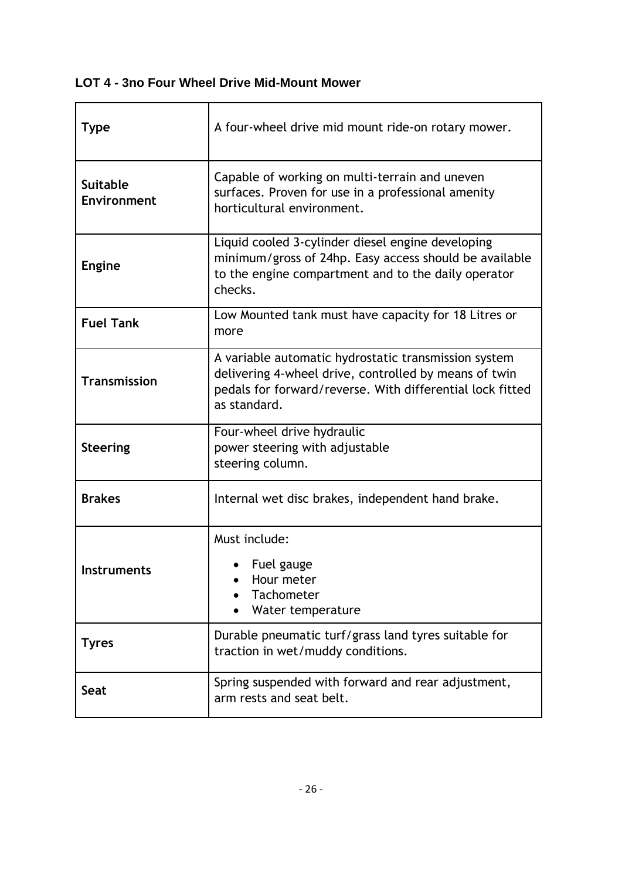### LOT 4 - 3no Four Wheel Drive Mid-Mount Mower

| **Type** | A four-wheel drive mid mount ride-on rotary mower. |
|---|---|
| **Suitable Environment** | Capable of working on multi-terrain and uneven surfaces. Proven for use in a professional amenity horticultural environment. |
| **Engine** | Liquid cooled 3-cylinder diesel engine developing minimum/gross of 24hp. Easy access should be available to the engine compartment and to the daily operator checks. |
| **Fuel Tank** | Low Mounted tank must have capacity for 18 Litres or more |
| **Transmission** | A variable automatic hydrostatic transmission system delivering 4-wheel drive, controlled by means of twin pedals for forward/reverse. With differential lock fitted as standard. |
| **Steering** | Four-wheel drive hydraulic power steering with adjustable steering column. |
| **Brakes** | Internal wet disc brakes, independent hand brake. |
| **Instruments** | Must include:<br>• Fuel gauge<br>• Hour meter<br>• Tachometer<br>• Water temperature |
| **Tyres** | Durable pneumatic turf/grass land tyres suitable for traction in wet/muddy conditions. |
| **Seat** | Spring suspended with forward and rear adjustment, arm rests and seat belt. |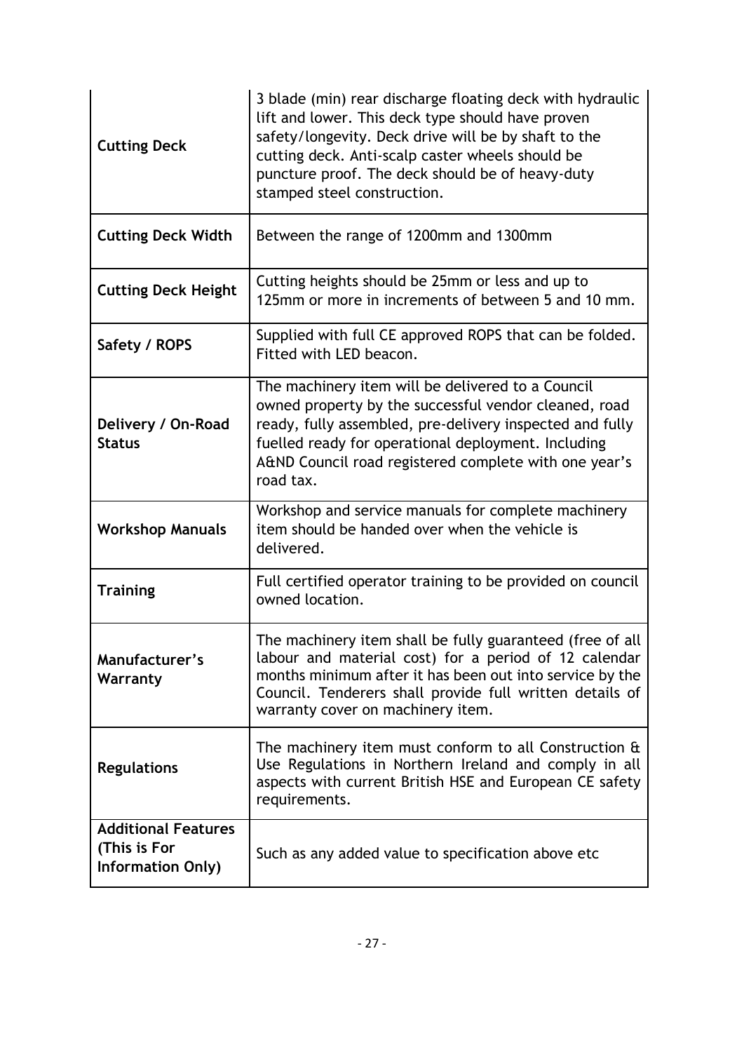| | |
|---|---|
| **Cutting Deck** | 3 blade (min) rear discharge floating deck with hydraulic lift and lower. This deck type should have proven safety/longevity. Deck drive will be by shaft to the cutting deck. Anti-scalp caster wheels should be puncture proof. The deck should be of heavy-duty stamped steel construction. |
| **Cutting Deck Width** | Between the range of 1200mm and 1300mm |
| **Cutting Deck Height** | Cutting heights should be 25mm or less and up to 125mm or more in increments of between 5 and 10 mm. |
| **Safety / ROPS** | Supplied with full CE approved ROPS that can be folded. Fitted with LED beacon. |
| **Delivery / On-Road Status** | The machinery item will be delivered to a Council owned property by the successful vendor cleaned, road ready, fully assembled, pre-delivery inspected and fully fuelled ready for operational deployment. Including A&ND Council road registered complete with one year's road tax. |
| **Workshop Manuals** | Workshop and service manuals for complete machinery item should be handed over when the vehicle is delivered. |
| **Training** | Full certified operator training to be provided on council owned location. |
| **Manufacturer's Warranty** | The machinery item shall be fully guaranteed (free of all labour and material cost) for a period of 12 calendar months minimum after it has been out into service by the Council. Tenderers shall provide full written details of warranty cover on machinery item. |
| **Regulations** | The machinery item must conform to all Construction & Use Regulations in Northern Ireland and comply in all aspects with current British HSE and European CE safety requirements. |
| **Additional Features (This is For Information Only)** | Such as any added value to specification above etc |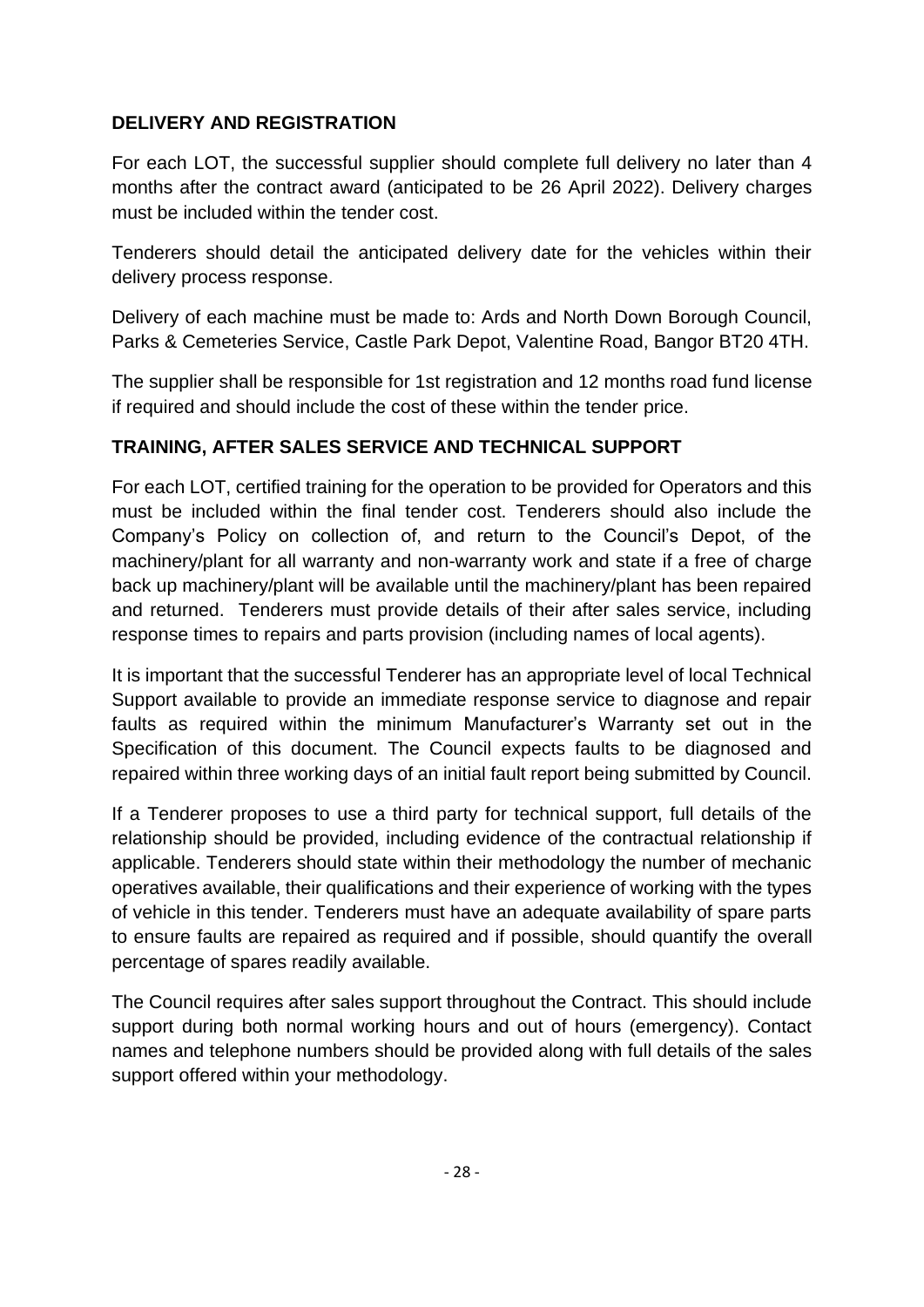## DELIVERY AND REGISTRATION

For each LOT, the successful supplier should complete full delivery no later than 4 months after the contract award (anticipated to be 26 April 2022). Delivery charges must be included within the tender cost.

Tenderers should detail the anticipated delivery date for the vehicles within their delivery process response.

Delivery of each machine must be made to: Ards and North Down Borough Council, Parks & Cemeteries Service, Castle Park Depot, Valentine Road, Bangor BT20 4TH.

The supplier shall be responsible for 1st registration and 12 months road fund license if required and should include the cost of these within the tender price.

## TRAINING, AFTER SALES SERVICE AND TECHNICAL SUPPORT

For each LOT, certified training for the operation to be provided for Operators and this must be included within the final tender cost. Tenderers should also include the Company's Policy on collection of, and return to the Council's Depot, of the machinery/plant for all warranty and non-warranty work and state if a free of charge back up machinery/plant will be available until the machinery/plant has been repaired and returned. Tenderers must provide details of their after sales service, including response times to repairs and parts provision (including names of local agents).

It is important that the successful Tenderer has an appropriate level of local Technical Support available to provide an immediate response service to diagnose and repair faults as required within the minimum Manufacturer's Warranty set out in the Specification of this document. The Council expects faults to be diagnosed and repaired within three working days of an initial fault report being submitted by Council.

If a Tenderer proposes to use a third party for technical support, full details of the relationship should be provided, including evidence of the contractual relationship if applicable. Tenderers should state within their methodology the number of mechanic operatives available, their qualifications and their experience of working with the types of vehicle in this tender. Tenderers must have an adequate availability of spare parts to ensure faults are repaired as required and if possible, should quantify the overall percentage of spares readily available.

The Council requires after sales support throughout the Contract. This should include support during both normal working hours and out of hours (emergency). Contact names and telephone numbers should be provided along with full details of the sales support offered within your methodology.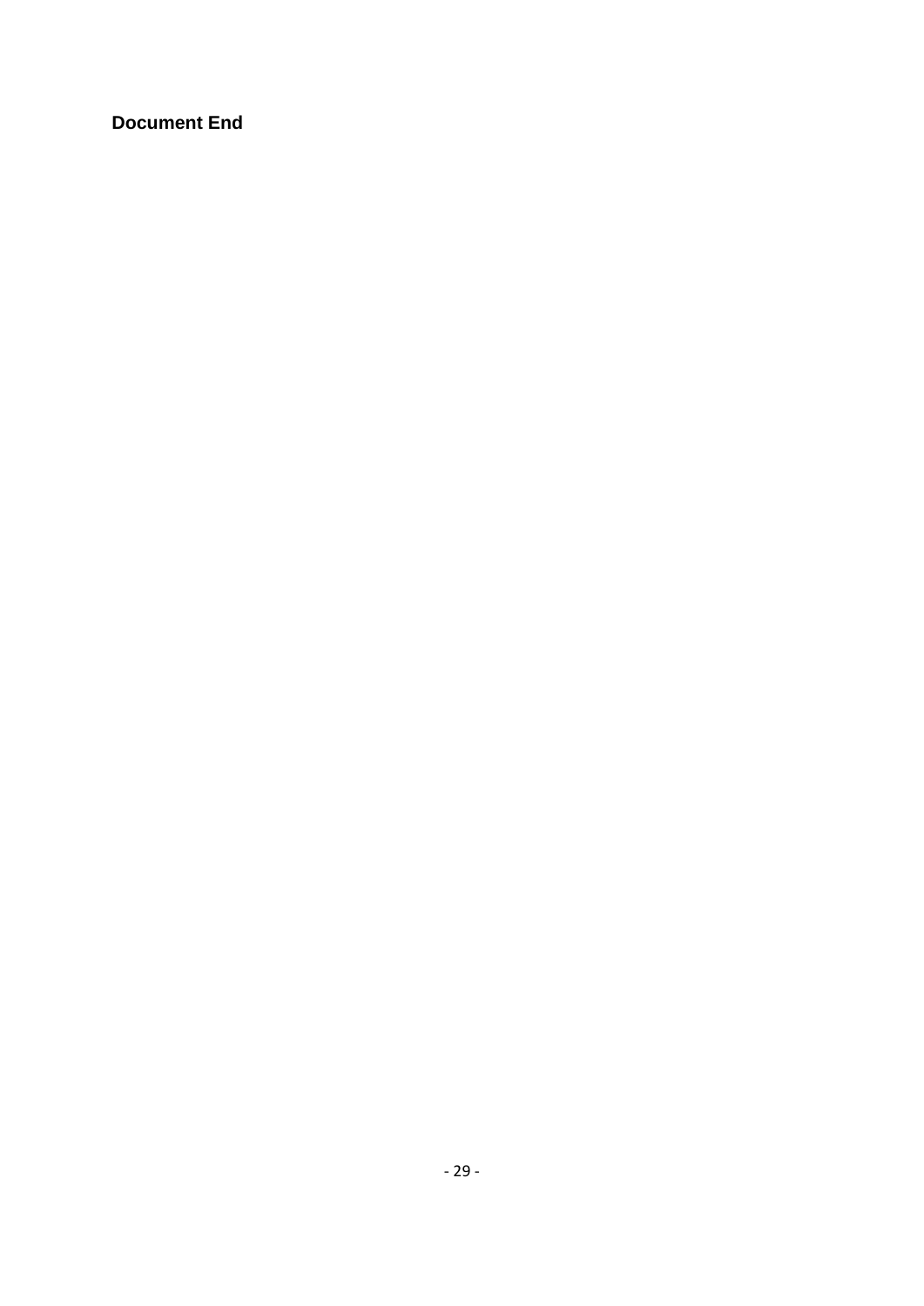**Document End**